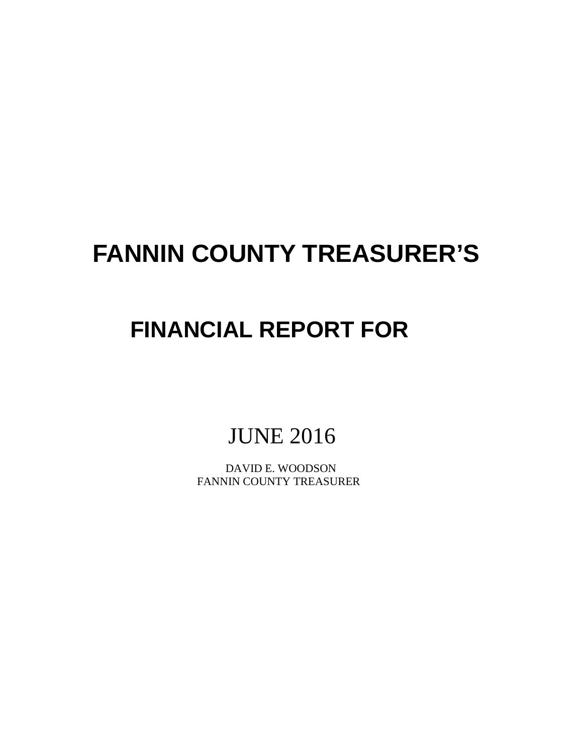# FANNIN COUNTY TREASURER'S

# FINANCIAL REPORT FOR

JUNE 2016

DAVID E. WOODSON
FANNIN COUNTY TREASURER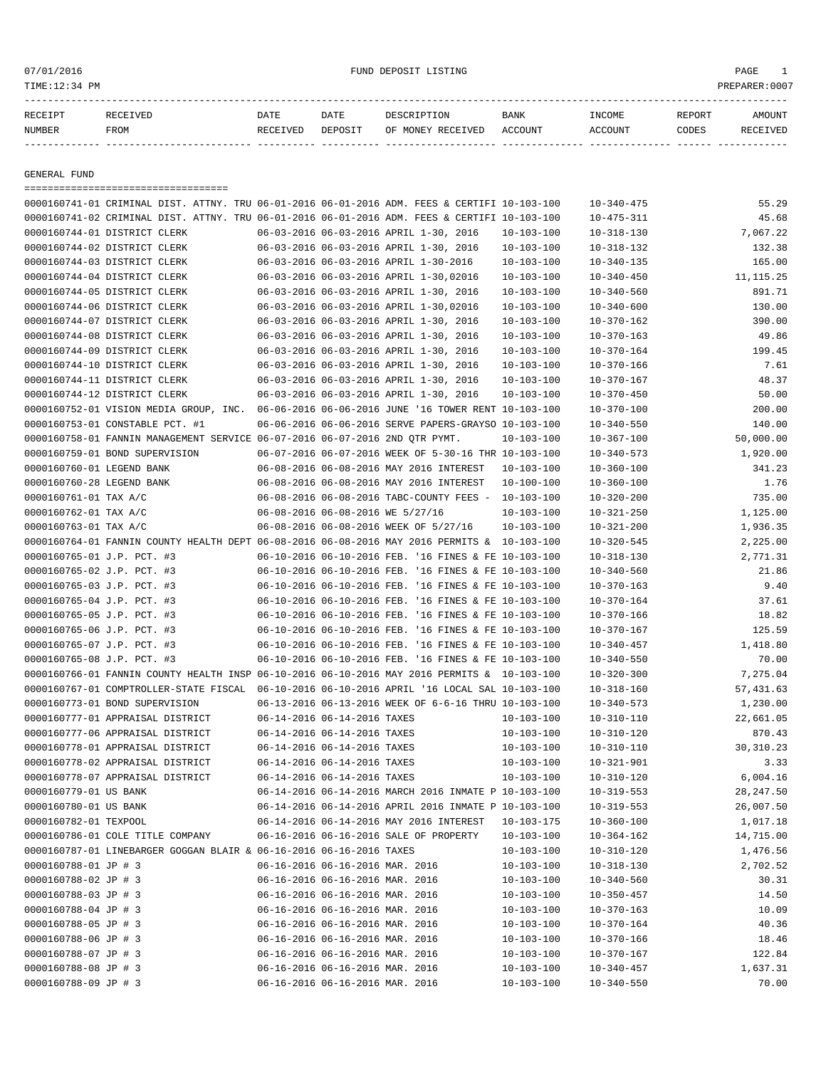07/01/2016 FUND DEPOSIT LISTING
TIME:12:34 PM PREPARER:0007

| RECEIPT NUMBER | RECEIVED FROM | DATE RECEIVED | DATE DEPOSIT | DESCRIPTION OF MONEY RECEIVED | BANK ACCOUNT | INCOME ACCOUNT | REPORT CODES | AMOUNT RECEIVED |
|---|---|---|---|---|---|---|---|---|
| **GENERAL FUND** | | | | | | | | |
| 0000160741-01 | CRIMINAL DIST. ATTNY. TRU | 06-01-2016 | 06-01-2016 | ADM. FEES & CERTIFI | 10-103-100 | 10-340-475 | | 55.29 |
| 0000160741-02 | CRIMINAL DIST. ATTNY. TRU | 06-01-2016 | 06-01-2016 | ADM. FEES & CERTIFI | 10-103-100 | 10-475-311 | | 45.68 |
| 0000160744-01 | DISTRICT CLERK | 06-03-2016 | 06-03-2016 | APRIL 1-30, 2016 | 10-103-100 | 10-318-130 | | 7,067.22 |
| 0000160744-02 | DISTRICT CLERK | 06-03-2016 | 06-03-2016 | APRIL 1-30, 2016 | 10-103-100 | 10-318-132 | | 132.38 |
| 0000160744-03 | DISTRICT CLERK | 06-03-2016 | 06-03-2016 | APRIL 1-30-2016 | 10-103-100 | 10-340-135 | | 165.00 |
| 0000160744-04 | DISTRICT CLERK | 06-03-2016 | 06-03-2016 | APRIL 1-30,02016 | 10-103-100 | 10-340-450 | | 11,115.25 |
| 0000160744-05 | DISTRICT CLERK | 06-03-2016 | 06-03-2016 | APRIL 1-30, 2016 | 10-103-100 | 10-340-560 | | 891.71 |
| 0000160744-06 | DISTRICT CLERK | 06-03-2016 | 06-03-2016 | APRIL 1-30,02016 | 10-103-100 | 10-340-600 | | 130.00 |
| 0000160744-07 | DISTRICT CLERK | 06-03-2016 | 06-03-2016 | APRIL 1-30, 2016 | 10-103-100 | 10-370-162 | | 390.00 |
| 0000160744-08 | DISTRICT CLERK | 06-03-2016 | 06-03-2016 | APRIL 1-30, 2016 | 10-103-100 | 10-370-163 | | 49.86 |
| 0000160744-09 | DISTRICT CLERK | 06-03-2016 | 06-03-2016 | APRIL 1-30, 2016 | 10-103-100 | 10-370-164 | | 199.45 |
| 0000160744-10 | DISTRICT CLERK | 06-03-2016 | 06-03-2016 | APRIL 1-30, 2016 | 10-103-100 | 10-370-166 | | 7.61 |
| 0000160744-11 | DISTRICT CLERK | 06-03-2016 | 06-03-2016 | APRIL 1-30, 2016 | 10-103-100 | 10-370-167 | | 48.37 |
| 0000160744-12 | DISTRICT CLERK | 06-03-2016 | 06-03-2016 | APRIL 1-30, 2016 | 10-103-100 | 10-370-450 | | 50.00 |
| 0000160752-01 | VISION MEDIA GROUP, INC. | 06-06-2016 | 06-06-2016 | JUNE '16 TOWER RENT | 10-103-100 | 10-370-100 | | 200.00 |
| 0000160753-01 | CONSTABLE PCT. #1 | 06-06-2016 | 06-06-2016 | SERVE PAPERS-GRAYSO | 10-103-100 | 10-340-550 | | 140.00 |
| 0000160758-01 | FANNIN MANAGEMENT SERVICE | 06-07-2016 | 06-07-2016 | 2ND QTR PYMT. | 10-103-100 | 10-367-100 | | 50,000.00 |
| 0000160759-01 | BOND SUPERVISION | 06-07-2016 | 06-07-2016 | WEEK OF 5-30-16 THR | 10-103-100 | 10-340-573 | | 1,920.00 |
| 0000160760-01 | LEGEND BANK | 06-08-2016 | 06-08-2016 | MAY 2016 INTEREST | 10-103-100 | 10-360-100 | | 341.23 |
| 0000160760-28 | LEGEND BANK | 06-08-2016 | 06-08-2016 | MAY 2016 INTEREST | 10-100-100 | 10-360-100 | | 1.76 |
| 0000160761-01 | TAX A/C | 06-08-2016 | 06-08-2016 | TABC-COUNTY FEES - | 10-103-100 | 10-320-200 | | 735.00 |
| 0000160762-01 | TAX A/C | 06-08-2016 | 06-08-2016 | WE 5/27/16 | 10-103-100 | 10-321-250 | | 1,125.00 |
| 0000160763-01 | TAX A/C | 06-08-2016 | 06-08-2016 | WEEK OF 5/27/16 | 10-103-100 | 10-321-200 | | 1,936.35 |
| 0000160764-01 | FANNIN COUNTY HEALTH DEPT | 06-08-2016 | 06-08-2016 | MAY 2016 PERMITS & | 10-103-100 | 10-320-545 | | 2,225.00 |
| 0000160765-01 | J.P. PCT. #3 | 06-10-2016 | 06-10-2016 | FEB. '16 FINES & FE | 10-103-100 | 10-318-130 | | 2,771.31 |
| 0000160765-02 | J.P. PCT. #3 | 06-10-2016 | 06-10-2016 | FEB. '16 FINES & FE | 10-103-100 | 10-340-560 | | 21.86 |
| 0000160765-03 | J.P. PCT. #3 | 06-10-2016 | 06-10-2016 | FEB. '16 FINES & FE | 10-103-100 | 10-370-163 | | 9.40 |
| 0000160765-04 | J.P. PCT. #3 | 06-10-2016 | 06-10-2016 | FEB. '16 FINES & FE | 10-103-100 | 10-370-164 | | 37.61 |
| 0000160765-05 | J.P. PCT. #3 | 06-10-2016 | 06-10-2016 | FEB. '16 FINES & FE | 10-103-100 | 10-370-166 | | 18.82 |
| 0000160765-06 | J.P. PCT. #3 | 06-10-2016 | 06-10-2016 | FEB. '16 FINES & FE | 10-103-100 | 10-370-167 | | 125.59 |
| 0000160765-07 | J.P. PCT. #3 | 06-10-2016 | 06-10-2016 | FEB. '16 FINES & FE | 10-103-100 | 10-340-457 | | 1,418.80 |
| 0000160765-08 | J.P. PCT. #3 | 06-10-2016 | 06-10-2016 | FEB. '16 FINES & FE | 10-103-100 | 10-340-550 | | 70.00 |
| 0000160766-01 | FANNIN COUNTY HEALTH INSP | 06-10-2016 | 06-10-2016 | MAY 2016 PERMITS & | 10-103-100 | 10-320-300 | | 7,275.04 |
| 0000160767-01 | COMPTROLLER-STATE FISCAL | 06-10-2016 | 06-10-2016 | APRIL '16 LOCAL SAL | 10-103-100 | 10-318-160 | | 57,431.63 |
| 0000160773-01 | BOND SUPERVISION | 06-13-2016 | 06-13-2016 | WEEK OF 6-6-16 THRU | 10-103-100 | 10-340-573 | | 1,230.00 |
| 0000160777-01 | APPRAISAL DISTRICT | 06-14-2016 | 06-14-2016 | TAXES | 10-103-100 | 10-310-110 | | 22,661.05 |
| 0000160777-06 | APPRAISAL DISTRICT | 06-14-2016 | 06-14-2016 | TAXES | 10-103-100 | 10-310-120 | | 870.43 |
| 0000160778-01 | APPRAISAL DISTRICT | 06-14-2016 | 06-14-2016 | TAXES | 10-103-100 | 10-310-110 | | 30,310.23 |
| 0000160778-02 | APPRAISAL DISTRICT | 06-14-2016 | 06-14-2016 | TAXES | 10-103-100 | 10-321-901 | | 3.33 |
| 0000160778-07 | APPRAISAL DISTRICT | 06-14-2016 | 06-14-2016 | TAXES | 10-103-100 | 10-310-120 | | 6,004.16 |
| 0000160779-01 | US BANK | 06-14-2016 | 06-14-2016 | MARCH 2016 INMATE P | 10-103-100 | 10-319-553 | | 28,247.50 |
| 0000160780-01 | US BANK | 06-14-2016 | 06-14-2016 | APRIL 2016 INMATE P | 10-103-100 | 10-319-553 | | 26,007.50 |
| 0000160782-01 | TEXPOOL | 06-14-2016 | 06-14-2016 | MAY 2016 INTEREST | 10-103-175 | 10-360-100 | | 1,017.18 |
| 0000160786-01 | COLE TITLE COMPANY | 06-16-2016 | 06-16-2016 | SALE OF PROPERTY | 10-103-100 | 10-364-162 | | 14,715.00 |
| 0000160787-01 | LINEBARGER GOGGAN BLAIR & | 06-16-2016 | 06-16-2016 | TAXES | 10-103-100 | 10-310-120 | | 1,476.56 |
| 0000160788-01 | JP # 3 | 06-16-2016 | 06-16-2016 | MAR. 2016 | 10-103-100 | 10-318-130 | | 2,702.52 |
| 0000160788-02 | JP # 3 | 06-16-2016 | 06-16-2016 | MAR. 2016 | 10-103-100 | 10-340-560 | | 30.31 |
| 0000160788-03 | JP # 3 | 06-16-2016 | 06-16-2016 | MAR. 2016 | 10-103-100 | 10-350-457 | | 14.50 |
| 0000160788-04 | JP # 3 | 06-16-2016 | 06-16-2016 | MAR. 2016 | 10-103-100 | 10-370-163 | | 10.09 |
| 0000160788-05 | JP # 3 | 06-16-2016 | 06-16-2016 | MAR. 2016 | 10-103-100 | 10-370-164 | | 40.36 |
| 0000160788-06 | JP # 3 | 06-16-2016 | 06-16-2016 | MAR. 2016 | 10-103-100 | 10-370-166 | | 18.46 |
| 0000160788-07 | JP # 3 | 06-16-2016 | 06-16-2016 | MAR. 2016 | 10-103-100 | 10-370-167 | | 122.84 |
| 0000160788-08 | JP # 3 | 06-16-2016 | 06-16-2016 | MAR. 2016 | 10-103-100 | 10-340-457 | | 1,637.31 |
| 0000160788-09 | JP # 3 | 06-16-2016 | 06-16-2016 | MAR. 2016 | 10-103-100 | 10-340-550 | | 70.00 |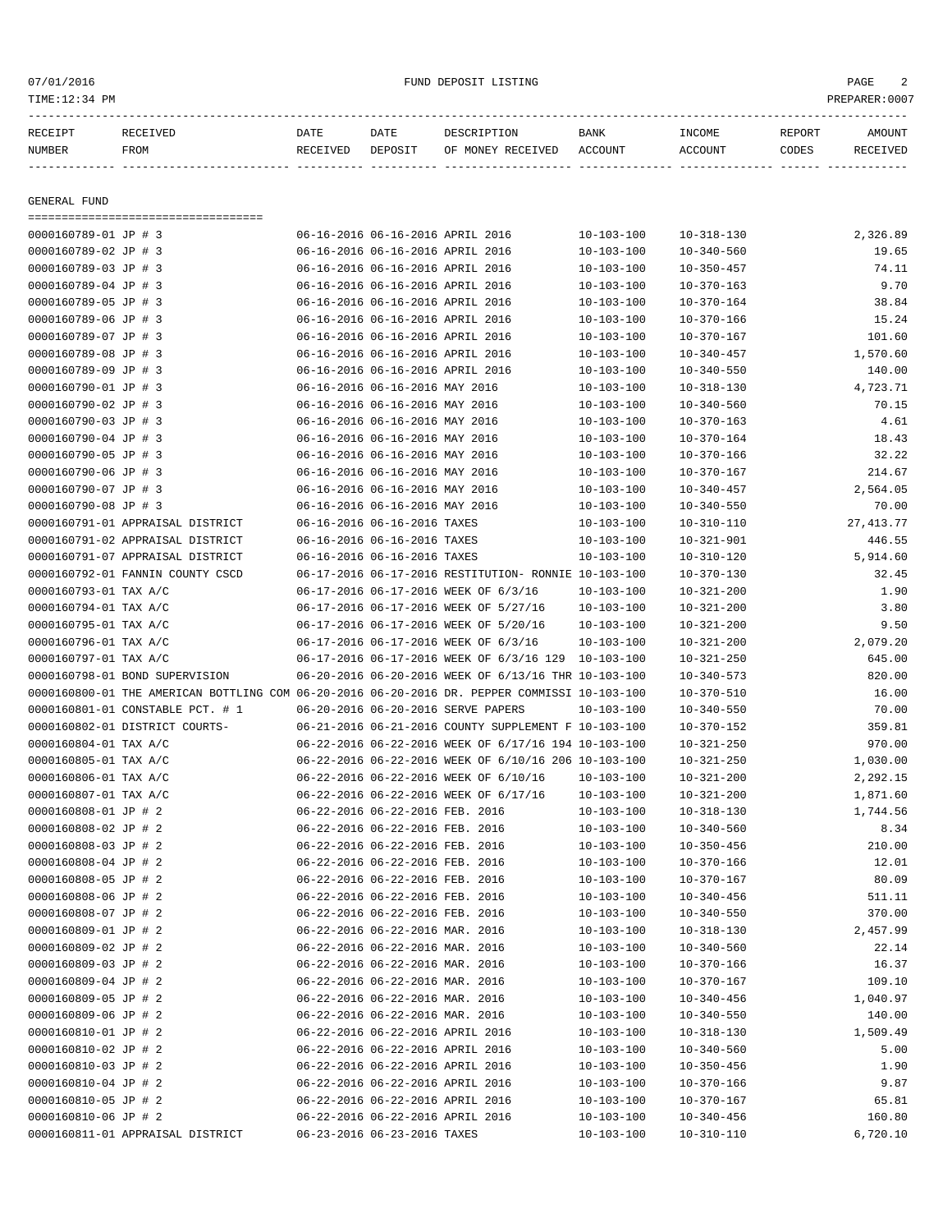FUND DEPOSIT LISTING

07/01/2016
TIME:12:34 PM
PREPARER:0007

| RECEIPT NUMBER | RECEIVED FROM | DATE RECEIVED | DATE DEPOSIT | DESCRIPTION OF MONEY RECEIVED | BANK ACCOUNT | INCOME ACCOUNT | REPORT CODES | AMOUNT RECEIVED |
|---|---|---|---|---|---|---|---|---|

## GENERAL FUND

| RECEIPT NUMBER | RECEIVED FROM | DATE RECEIVED | DATE DEPOSIT | DESCRIPTION OF MONEY RECEIVED | BANK ACCOUNT | INCOME ACCOUNT | REPORT CODES | AMOUNT RECEIVED |
|---|---|---|---|---|---|---|---|---|
| 0000160789-01 | JP # 3 | 06-16-2016 | 06-16-2016 | APRIL 2016 | 10-103-100 | 10-318-130 | | 2,326.89 |
| 0000160789-02 | JP # 3 | 06-16-2016 | 06-16-2016 | APRIL 2016 | 10-103-100 | 10-340-560 | | 19.65 |
| 0000160789-03 | JP # 3 | 06-16-2016 | 06-16-2016 | APRIL 2016 | 10-103-100 | 10-350-457 | | 74.11 |
| 0000160789-04 | JP # 3 | 06-16-2016 | 06-16-2016 | APRIL 2016 | 10-103-100 | 10-370-163 | | 9.70 |
| 0000160789-05 | JP # 3 | 06-16-2016 | 06-16-2016 | APRIL 2016 | 10-103-100 | 10-370-164 | | 38.84 |
| 0000160789-06 | JP # 3 | 06-16-2016 | 06-16-2016 | APRIL 2016 | 10-103-100 | 10-370-166 | | 15.24 |
| 0000160789-07 | JP # 3 | 06-16-2016 | 06-16-2016 | APRIL 2016 | 10-103-100 | 10-370-167 | | 101.60 |
| 0000160789-08 | JP # 3 | 06-16-2016 | 06-16-2016 | APRIL 2016 | 10-103-100 | 10-340-457 | | 1,570.60 |
| 0000160789-09 | JP # 3 | 06-16-2016 | 06-16-2016 | APRIL 2016 | 10-103-100 | 10-340-550 | | 140.00 |
| 0000160790-01 | JP # 3 | 06-16-2016 | 06-16-2016 | MAY 2016 | 10-103-100 | 10-318-130 | | 4,723.71 |
| 0000160790-02 | JP # 3 | 06-16-2016 | 06-16-2016 | MAY 2016 | 10-103-100 | 10-340-560 | | 70.15 |
| 0000160790-03 | JP # 3 | 06-16-2016 | 06-16-2016 | MAY 2016 | 10-103-100 | 10-370-163 | | 4.61 |
| 0000160790-04 | JP # 3 | 06-16-2016 | 06-16-2016 | MAY 2016 | 10-103-100 | 10-370-164 | | 18.43 |
| 0000160790-05 | JP # 3 | 06-16-2016 | 06-16-2016 | MAY 2016 | 10-103-100 | 10-370-166 | | 32.22 |
| 0000160790-06 | JP # 3 | 06-16-2016 | 06-16-2016 | MAY 2016 | 10-103-100 | 10-370-167 | | 214.67 |
| 0000160790-07 | JP # 3 | 06-16-2016 | 06-16-2016 | MAY 2016 | 10-103-100 | 10-340-457 | | 2,564.05 |
| 0000160790-08 | JP # 3 | 06-16-2016 | 06-16-2016 | MAY 2016 | 10-103-100 | 10-340-550 | | 70.00 |
| 0000160791-01 | APPRAISAL DISTRICT | 06-16-2016 | 06-16-2016 | TAXES | 10-103-100 | 10-310-110 | | 27,413.77 |
| 0000160791-02 | APPRAISAL DISTRICT | 06-16-2016 | 06-16-2016 | TAXES | 10-103-100 | 10-321-901 | | 446.55 |
| 0000160791-07 | APPRAISAL DISTRICT | 06-16-2016 | 06-16-2016 | TAXES | 10-103-100 | 10-310-120 | | 5,914.60 |
| 0000160792-01 | FANNIN COUNTY CSCD | 06-17-2016 | 06-17-2016 | RESTITUTION- RONNIE | 10-103-100 | 10-370-130 | | 32.45 |
| 0000160793-01 | TAX A/C | 06-17-2016 | 06-17-2016 | WEEK OF 6/3/16 | 10-103-100 | 10-321-200 | | 1.90 |
| 0000160794-01 | TAX A/C | 06-17-2016 | 06-17-2016 | WEEK OF 5/27/16 | 10-103-100 | 10-321-200 | | 3.80 |
| 0000160795-01 | TAX A/C | 06-17-2016 | 06-17-2016 | WEEK OF 5/20/16 | 10-103-100 | 10-321-200 | | 9.50 |
| 0000160796-01 | TAX A/C | 06-17-2016 | 06-17-2016 | WEEK OF 6/3/16 | 10-103-100 | 10-321-200 | | 2,079.20 |
| 0000160797-01 | TAX A/C | 06-17-2016 | 06-17-2016 | WEEK OF 6/3/16 129 | 10-103-100 | 10-321-250 | | 645.00 |
| 0000160798-01 | BOND SUPERVISION | 06-20-2016 | 06-20-2016 | WEEK OF 6/13/16 THR | 10-103-100 | 10-340-573 | | 820.00 |
| 0000160800-01 | THE AMERICAN BOTTLING COM | 06-20-2016 | 06-20-2016 | DR. PEPPER COMMISSI | 10-103-100 | 10-370-510 | | 16.00 |
| 0000160801-01 | CONSTABLE PCT. # 1 | 06-20-2016 | 06-20-2016 | SERVE PAPERS | 10-103-100 | 10-340-550 | | 70.00 |
| 0000160802-01 | DISTRICT COURTS- | 06-21-2016 | 06-21-2016 | COUNTY SUPPLEMENT F | 10-103-100 | 10-370-152 | | 359.81 |
| 0000160804-01 | TAX A/C | 06-22-2016 | 06-22-2016 | WEEK OF 6/17/16 194 | 10-103-100 | 10-321-250 | | 970.00 |
| 0000160805-01 | TAX A/C | 06-22-2016 | 06-22-2016 | WEEK OF 6/10/16 206 | 10-103-100 | 10-321-250 | | 1,030.00 |
| 0000160806-01 | TAX A/C | 06-22-2016 | 06-22-2016 | WEEK OF 6/10/16 | 10-103-100 | 10-321-200 | | 2,292.15 |
| 0000160807-01 | TAX A/C | 06-22-2016 | 06-22-2016 | WEEK OF 6/17/16 | 10-103-100 | 10-321-200 | | 1,871.60 |
| 0000160808-01 | JP # 2 | 06-22-2016 | 06-22-2016 | FEB. 2016 | 10-103-100 | 10-318-130 | | 1,744.56 |
| 0000160808-02 | JP # 2 | 06-22-2016 | 06-22-2016 | FEB. 2016 | 10-103-100 | 10-340-560 | | 8.34 |
| 0000160808-03 | JP # 2 | 06-22-2016 | 06-22-2016 | FEB. 2016 | 10-103-100 | 10-350-456 | | 210.00 |
| 0000160808-04 | JP # 2 | 06-22-2016 | 06-22-2016 | FEB. 2016 | 10-103-100 | 10-370-166 | | 12.01 |
| 0000160808-05 | JP # 2 | 06-22-2016 | 06-22-2016 | FEB. 2016 | 10-103-100 | 10-370-167 | | 80.09 |
| 0000160808-06 | JP # 2 | 06-22-2016 | 06-22-2016 | FEB. 2016 | 10-103-100 | 10-340-456 | | 511.11 |
| 0000160808-07 | JP # 2 | 06-22-2016 | 06-22-2016 | FEB. 2016 | 10-103-100 | 10-340-550 | | 370.00 |
| 0000160809-01 | JP # 2 | 06-22-2016 | 06-22-2016 | MAR. 2016 | 10-103-100 | 10-318-130 | | 2,457.99 |
| 0000160809-02 | JP # 2 | 06-22-2016 | 06-22-2016 | MAR. 2016 | 10-103-100 | 10-340-560 | | 22.14 |
| 0000160809-03 | JP # 2 | 06-22-2016 | 06-22-2016 | MAR. 2016 | 10-103-100 | 10-370-166 | | 16.37 |
| 0000160809-04 | JP # 2 | 06-22-2016 | 06-22-2016 | MAR. 2016 | 10-103-100 | 10-370-167 | | 109.10 |
| 0000160809-05 | JP # 2 | 06-22-2016 | 06-22-2016 | MAR. 2016 | 10-103-100 | 10-340-456 | | 1,040.97 |
| 0000160809-06 | JP # 2 | 06-22-2016 | 06-22-2016 | MAR. 2016 | 10-103-100 | 10-340-550 | | 140.00 |
| 0000160810-01 | JP # 2 | 06-22-2016 | 06-22-2016 | APRIL 2016 | 10-103-100 | 10-318-130 | | 1,509.49 |
| 0000160810-02 | JP # 2 | 06-22-2016 | 06-22-2016 | APRIL 2016 | 10-103-100 | 10-340-560 | | 5.00 |
| 0000160810-03 | JP # 2 | 06-22-2016 | 06-22-2016 | APRIL 2016 | 10-103-100 | 10-350-456 | | 1.90 |
| 0000160810-04 | JP # 2 | 06-22-2016 | 06-22-2016 | APRIL 2016 | 10-103-100 | 10-370-166 | | 9.87 |
| 0000160810-05 | JP # 2 | 06-22-2016 | 06-22-2016 | APRIL 2016 | 10-103-100 | 10-370-167 | | 65.81 |
| 0000160810-06 | JP # 2 | 06-22-2016 | 06-22-2016 | APRIL 2016 | 10-103-100 | 10-340-456 | | 160.80 |
| 0000160811-01 | APPRAISAL DISTRICT | 06-23-2016 | 06-23-2016 | TAXES | 10-103-100 | 10-310-110 | | 6,720.10 |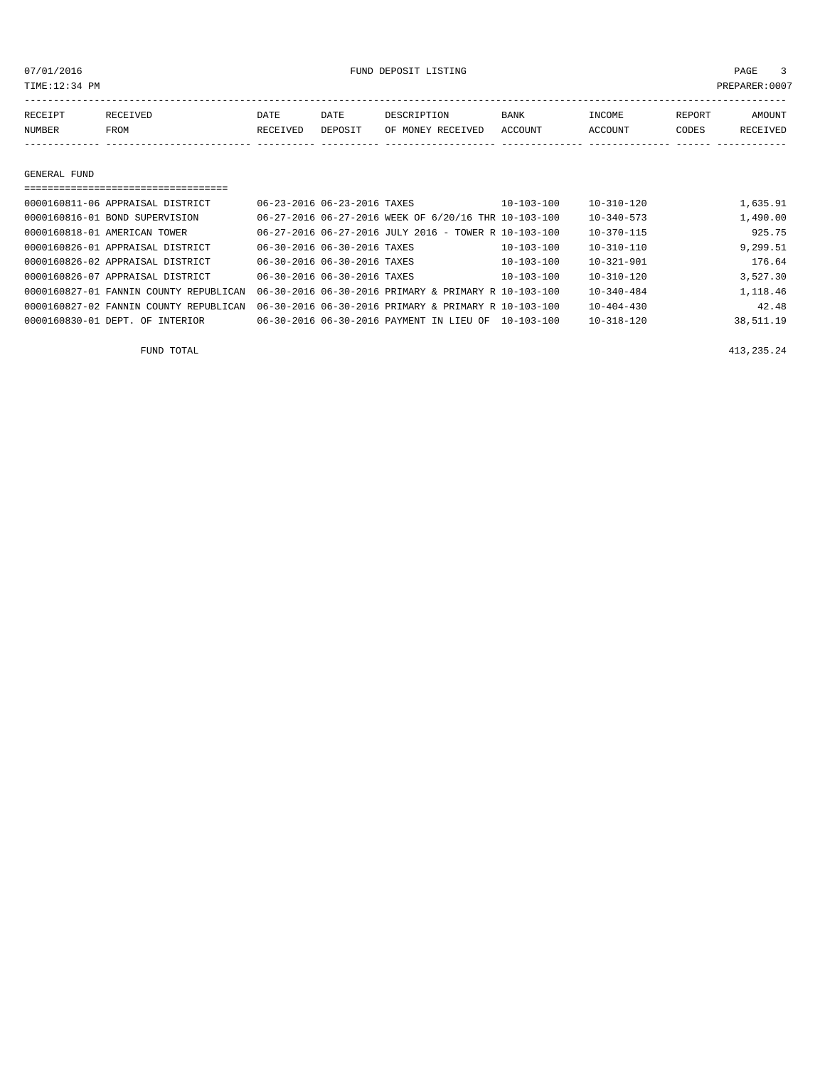FUND DEPOSIT LISTING

07/01/2016
TIME:12:34 PM
PREPARER:0007

| RECEIPT NUMBER | RECEIVED FROM | DATE RECEIVED | DATE DEPOSIT | DESCRIPTION OF MONEY RECEIVED | BANK ACCOUNT | INCOME ACCOUNT | REPORT CODES | AMOUNT RECEIVED |
|---|---|---|---|---|---|---|---|---|

## GENERAL FUND

| RECEIPT NUMBER | RECEIVED FROM | DATE RECEIVED | DATE DEPOSIT | DESCRIPTION OF MONEY RECEIVED | BANK ACCOUNT | INCOME ACCOUNT | REPORT CODES | AMOUNT RECEIVED |
|---|---|---|---|---|---|---|---|---|
| 0000160811-06 | APPRAISAL DISTRICT | 06-23-2016 | 06-23-2016 | TAXES | 10-103-100 | 10-310-120 | | 1,635.91 |
| 0000160816-01 | BOND SUPERVISION | 06-27-2016 | 06-27-2016 | WEEK OF 6/20/16 THR | 10-103-100 | 10-340-573 | | 1,490.00 |
| 0000160818-01 | AMERICAN TOWER | 06-27-2016 | 06-27-2016 | JULY 2016 - TOWER R | 10-103-100 | 10-370-115 | | 925.75 |
| 0000160826-01 | APPRAISAL DISTRICT | 06-30-2016 | 06-30-2016 | TAXES | 10-103-100 | 10-310-110 | | 9,299.51 |
| 0000160826-02 | APPRAISAL DISTRICT | 06-30-2016 | 06-30-2016 | TAXES | 10-103-100 | 10-321-901 | | 176.64 |
| 0000160826-07 | APPRAISAL DISTRICT | 06-30-2016 | 06-30-2016 | TAXES | 10-103-100 | 10-310-120 | | 3,527.30 |
| 0000160827-01 | FANNIN COUNTY REPUBLICAN | 06-30-2016 | 06-30-2016 | PRIMARY & PRIMARY R | 10-103-100 | 10-340-484 | | 1,118.46 |
| 0000160827-02 | FANNIN COUNTY REPUBLICAN | 06-30-2016 | 06-30-2016 | PRIMARY & PRIMARY R | 10-103-100 | 10-404-430 | | 42.48 |
| 0000160830-01 | DEPT. OF INTERIOR | 06-30-2016 | 06-30-2016 | PAYMENT IN LIEU OF | 10-103-100 | 10-318-120 | | 38,511.19 |

FUND TOTAL 413,235.24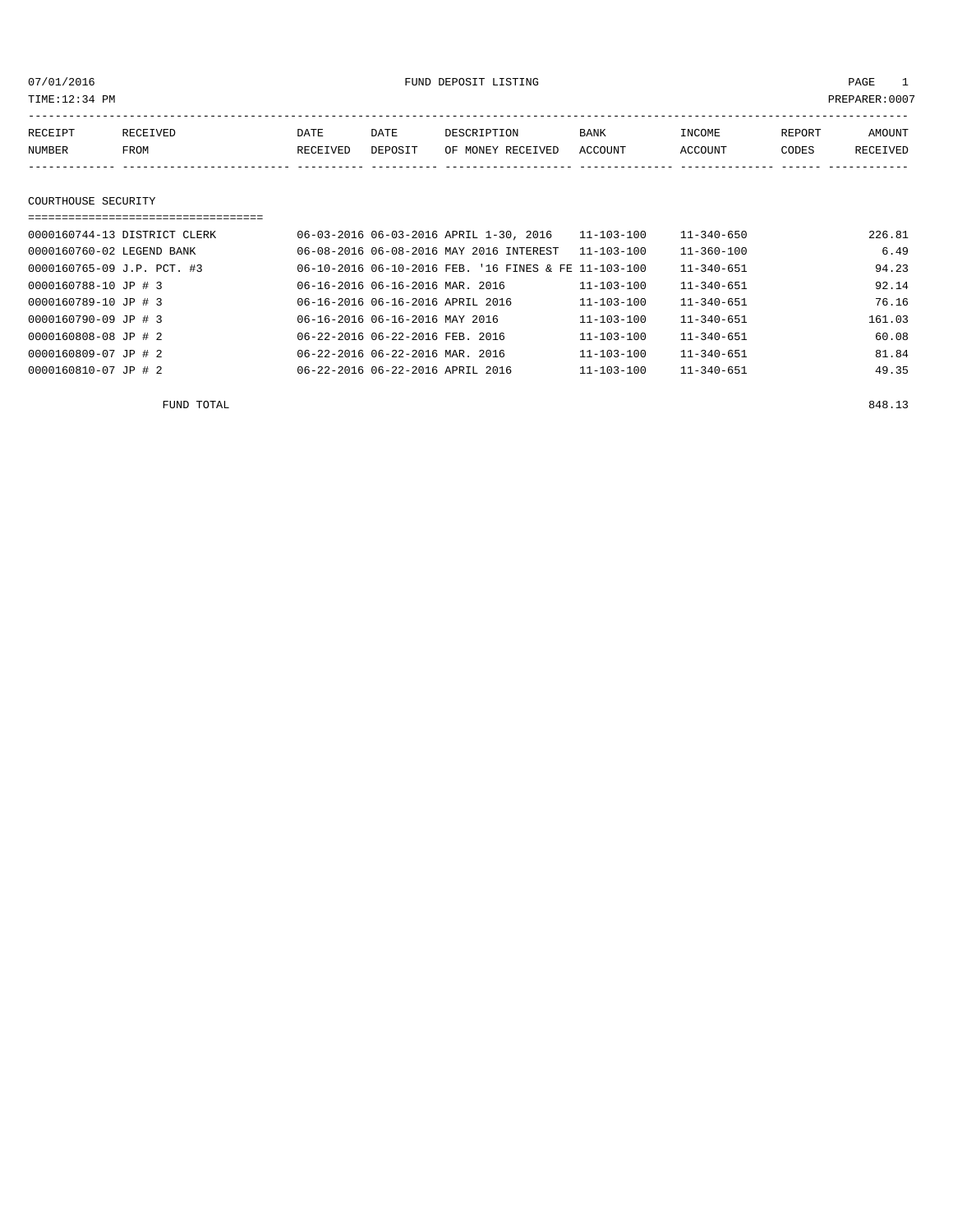07/01/2016 FUND DEPOSIT LISTING

TIME:12:34 PM PREPARER:0007

| RECEIPT NUMBER | RECEIVED FROM | DATE RECEIVED | DATE DEPOSIT | DESCRIPTION OF MONEY RECEIVED | BANK ACCOUNT | INCOME ACCOUNT | REPORT CODES | AMOUNT RECEIVED |
|---|---|---|---|---|---|---|---|---|

## COURTHOUSE SECURITY

| RECEIPT NUMBER | RECEIVED FROM | DATE RECEIVED | DATE DEPOSIT | DESCRIPTION OF MONEY RECEIVED | BANK ACCOUNT | INCOME ACCOUNT | REPORT CODES | AMOUNT RECEIVED |
|---|---|---|---|---|---|---|---|---|
| 0000160744-13 | DISTRICT CLERK | 06-03-2016 | 06-03-2016 | APRIL 1-30, 2016 | 11-103-100 | 11-340-650 | | 226.81 |
| 0000160760-02 | LEGEND BANK | 06-08-2016 | 06-08-2016 | MAY 2016 INTEREST | 11-103-100 | 11-360-100 | | 6.49 |
| 0000160765-09 | J.P. PCT. #3 | 06-10-2016 | 06-10-2016 | FEB. '16 FINES & FE | 11-103-100 | 11-340-651 | | 94.23 |
| 0000160788-10 | JP # 3 | 06-16-2016 | 06-16-2016 | MAR. 2016 | 11-103-100 | 11-340-651 | | 92.14 |
| 0000160789-10 | JP # 3 | 06-16-2016 | 06-16-2016 | APRIL 2016 | 11-103-100 | 11-340-651 | | 76.16 |
| 0000160790-09 | JP # 3 | 06-16-2016 | 06-16-2016 | MAY 2016 | 11-103-100 | 11-340-651 | | 161.03 |
| 0000160808-08 | JP # 2 | 06-22-2016 | 06-22-2016 | FEB. 2016 | 11-103-100 | 11-340-651 | | 60.08 |
| 0000160809-07 | JP # 2 | 06-22-2016 | 06-22-2016 | MAR. 2016 | 11-103-100 | 11-340-651 | | 81.84 |
| 0000160810-07 | JP # 2 | 06-22-2016 | 06-22-2016 | APRIL 2016 | 11-103-100 | 11-340-651 | | 49.35 |

FUND TOTAL 848.13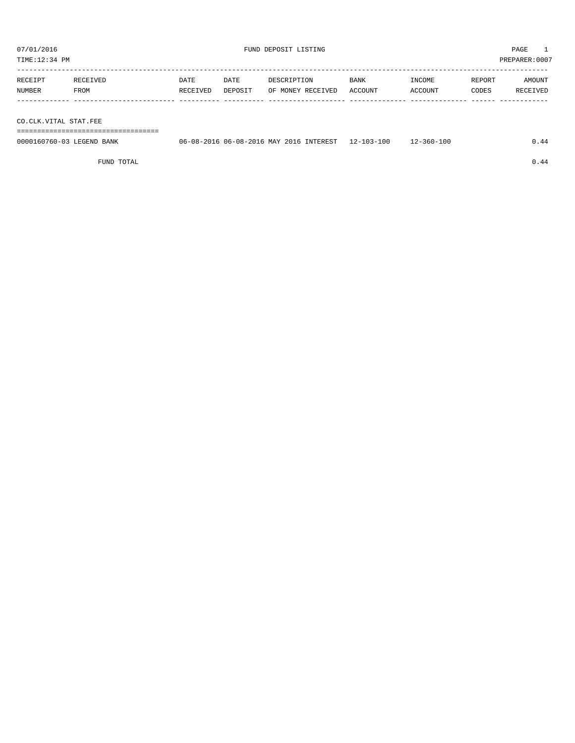07/01/2016 FUND DEPOSIT LISTING PAGE 1

TIME:12:34 PM PREPARER:0007

| RECEIPT NUMBER | RECEIVED FROM | DATE RECEIVED | DATE DEPOSIT | DESCRIPTION OF MONEY RECEIVED | BANK ACCOUNT | INCOME ACCOUNT | REPORT CODES | AMOUNT RECEIVED |
|---|---|---|---|---|---|---|---|---|
| **CO.CLK.VITAL STAT.FEE** | | | | | | | | |
| 0000160760-03 | LEGEND BANK | 06-08-2016 | 06-08-2016 | MAY 2016 INTEREST | 12-103-100 | 12-360-100 | | 0.44 |
| | FUND TOTAL | | | | | | | 0.44 |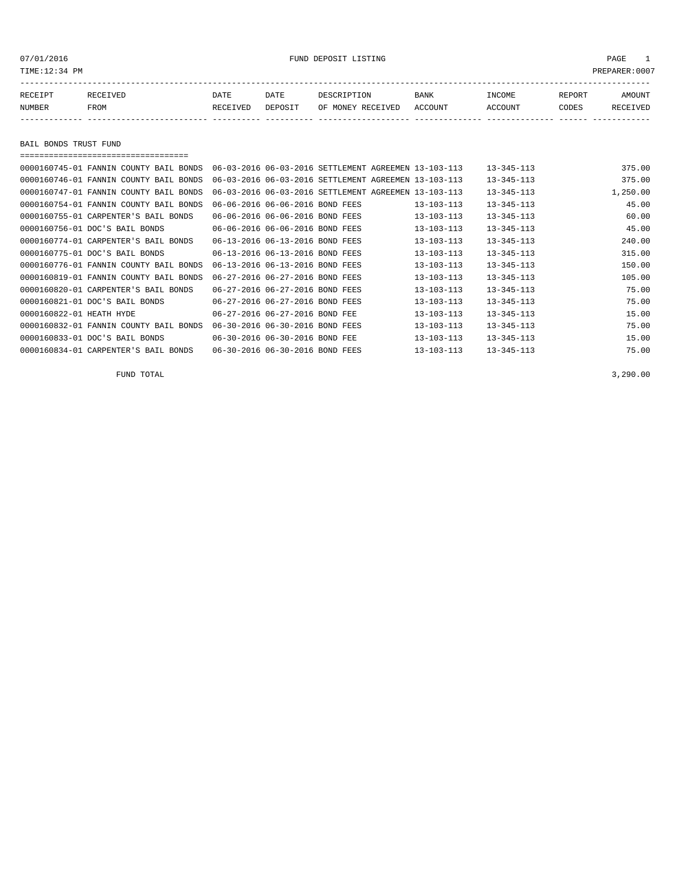07/01/2016 FUND DEPOSIT LISTING

TIME:12:34 PM PREPARER:0007

| RECEIPT NUMBER | RECEIVED FROM | DATE RECEIVED | DATE DEPOSIT | DESCRIPTION OF MONEY RECEIVED | BANK ACCOUNT | INCOME ACCOUNT | REPORT CODES | AMOUNT RECEIVED |
|---|---|---|---|---|---|---|---|---|
| **BAIL BONDS TRUST FUND** | | | | | | | | |
| 0000160745-01 | FANNIN COUNTY BAIL BONDS | 06-03-2016 | 06-03-2016 | SETTLEMENT AGREEMEN | 13-103-113 | 13-345-113 | | 375.00 |
| 0000160746-01 | FANNIN COUNTY BAIL BONDS | 06-03-2016 | 06-03-2016 | SETTLEMENT AGREEMEN | 13-103-113 | 13-345-113 | | 375.00 |
| 0000160747-01 | FANNIN COUNTY BAIL BONDS | 06-03-2016 | 06-03-2016 | SETTLEMENT AGREEMEN | 13-103-113 | 13-345-113 | | 1,250.00 |
| 0000160754-01 | FANNIN COUNTY BAIL BONDS | 06-06-2016 | 06-06-2016 | BOND FEES | 13-103-113 | 13-345-113 | | 45.00 |
| 0000160755-01 | CARPENTER'S BAIL BONDS | 06-06-2016 | 06-06-2016 | BOND FEES | 13-103-113 | 13-345-113 | | 60.00 |
| 0000160756-01 | DOC'S BAIL BONDS | 06-06-2016 | 06-06-2016 | BOND FEES | 13-103-113 | 13-345-113 | | 45.00 |
| 0000160774-01 | CARPENTER'S BAIL BONDS | 06-13-2016 | 06-13-2016 | BOND FEES | 13-103-113 | 13-345-113 | | 240.00 |
| 0000160775-01 | DOC'S BAIL BONDS | 06-13-2016 | 06-13-2016 | BOND FEES | 13-103-113 | 13-345-113 | | 315.00 |
| 0000160776-01 | FANNIN COUNTY BAIL BONDS | 06-13-2016 | 06-13-2016 | BOND FEES | 13-103-113 | 13-345-113 | | 150.00 |
| 0000160819-01 | FANNIN COUNTY BAIL BONDS | 06-27-2016 | 06-27-2016 | BOND FEES | 13-103-113 | 13-345-113 | | 105.00 |
| 0000160820-01 | CARPENTER'S BAIL BONDS | 06-27-2016 | 06-27-2016 | BOND FEES | 13-103-113 | 13-345-113 | | 75.00 |
| 0000160821-01 | DOC'S BAIL BONDS | 06-27-2016 | 06-27-2016 | BOND FEES | 13-103-113 | 13-345-113 | | 75.00 |
| 0000160822-01 | HEATH HYDE | 06-27-2016 | 06-27-2016 | BOND FEE | 13-103-113 | 13-345-113 | | 15.00 |
| 0000160832-01 | FANNIN COUNTY BAIL BONDS | 06-30-2016 | 06-30-2016 | BOND FEES | 13-103-113 | 13-345-113 | | 75.00 |
| 0000160833-01 | DOC'S BAIL BONDS | 06-30-2016 | 06-30-2016 | BOND FEE | 13-103-113 | 13-345-113 | | 15.00 |
| 0000160834-01 | CARPENTER'S BAIL BONDS | 06-30-2016 | 06-30-2016 | BOND FEES | 13-103-113 | 13-345-113 | | 75.00 |
| | FUND TOTAL | | | | | | | 3,290.00 |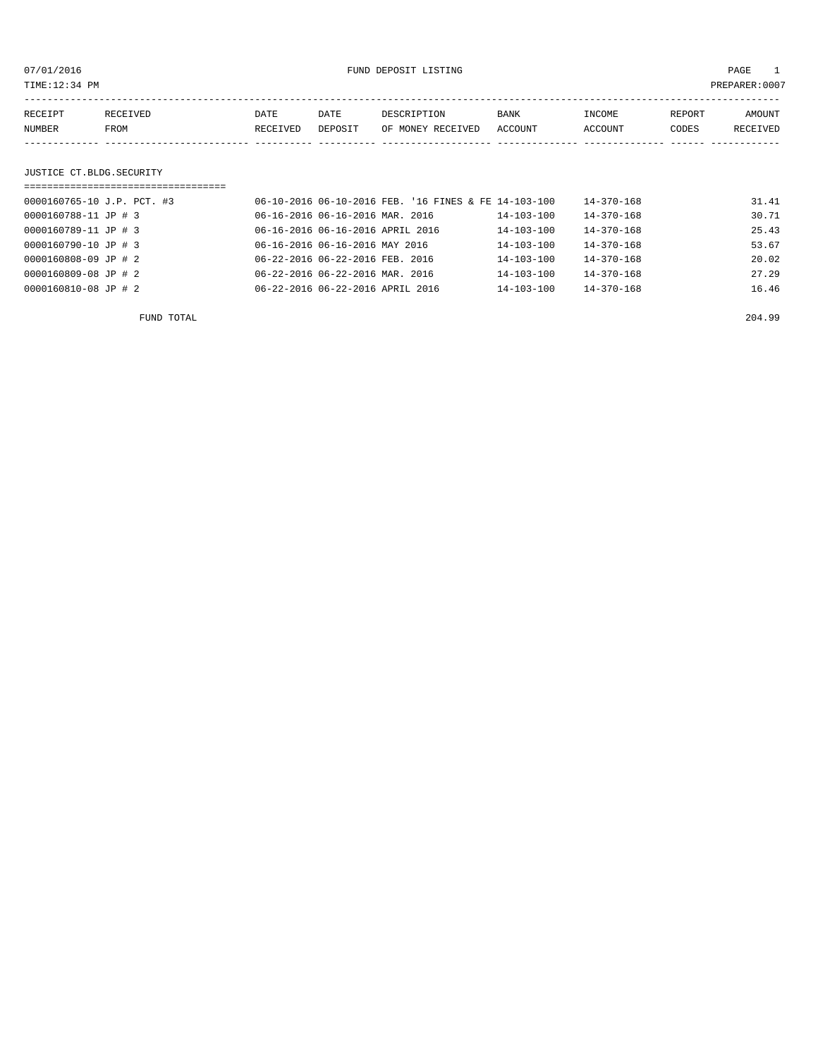07/01/2016 FUND DEPOSIT LISTING PAGE 1

TIME:12:34 PM PREPARER:0007

| RECEIPT NUMBER | RECEIVED FROM | DATE RECEIVED | DATE DEPOSIT | DESCRIPTION OF MONEY RECEIVED | BANK ACCOUNT | INCOME ACCOUNT | REPORT CODES | AMOUNT RECEIVED |
|---|---|---|---|---|---|---|---|---|
| **JUSTICE CT.BLDG.SECURITY** | | | | | | | | |
| 0000160765-10 | J.P. PCT. #3 | 06-10-2016 | 06-10-2016 | FEB. '16 FINES & FE | 14-103-100 | 14-370-168 | | 31.41 |
| 0000160788-11 | JP # 3 | 06-16-2016 | 06-16-2016 | MAR. 2016 | 14-103-100 | 14-370-168 | | 30.71 |
| 0000160789-11 | JP # 3 | 06-16-2016 | 06-16-2016 | APRIL 2016 | 14-103-100 | 14-370-168 | | 25.43 |
| 0000160790-10 | JP # 3 | 06-16-2016 | 06-16-2016 | MAY 2016 | 14-103-100 | 14-370-168 | | 53.67 |
| 0000160808-09 | JP # 2 | 06-22-2016 | 06-22-2016 | FEB. 2016 | 14-103-100 | 14-370-168 | | 20.02 |
| 0000160809-08 | JP # 2 | 06-22-2016 | 06-22-2016 | MAR. 2016 | 14-103-100 | 14-370-168 | | 27.29 |
| 0000160810-08 | JP # 2 | 06-22-2016 | 06-22-2016 | APRIL 2016 | 14-103-100 | 14-370-168 | | 16.46 |
| | FUND TOTAL | | | | | | | 204.99 |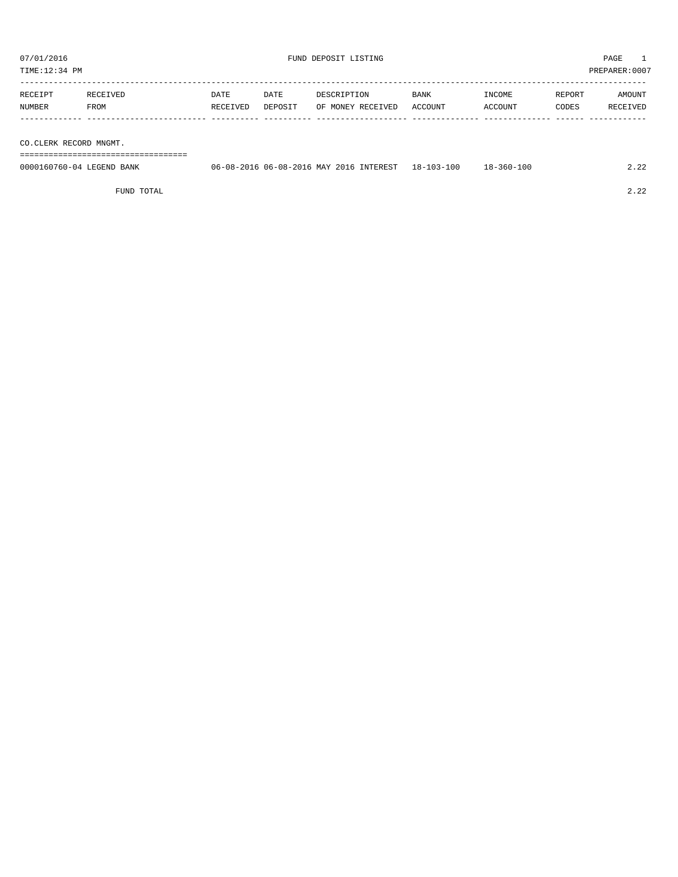07/01/2016 FUND DEPOSIT LISTING

TIME:12:34 PM PREPARER:0007

| RECEIPT NUMBER | RECEIVED FROM | DATE RECEIVED | DATE DEPOSIT | DESCRIPTION OF MONEY RECEIVED | BANK ACCOUNT | INCOME ACCOUNT | REPORT CODES | AMOUNT RECEIVED |
|---|---|---|---|---|---|---|---|---|
| CO.CLERK RECORD MNGMT. | | | | | | | | |
| 0000160760-04 | LEGEND BANK | 06-08-2016 | 06-08-2016 | MAY 2016 INTEREST | 18-103-100 | 18-360-100 | | 2.22 |
| | FUND TOTAL | | | | | | | 2.22 |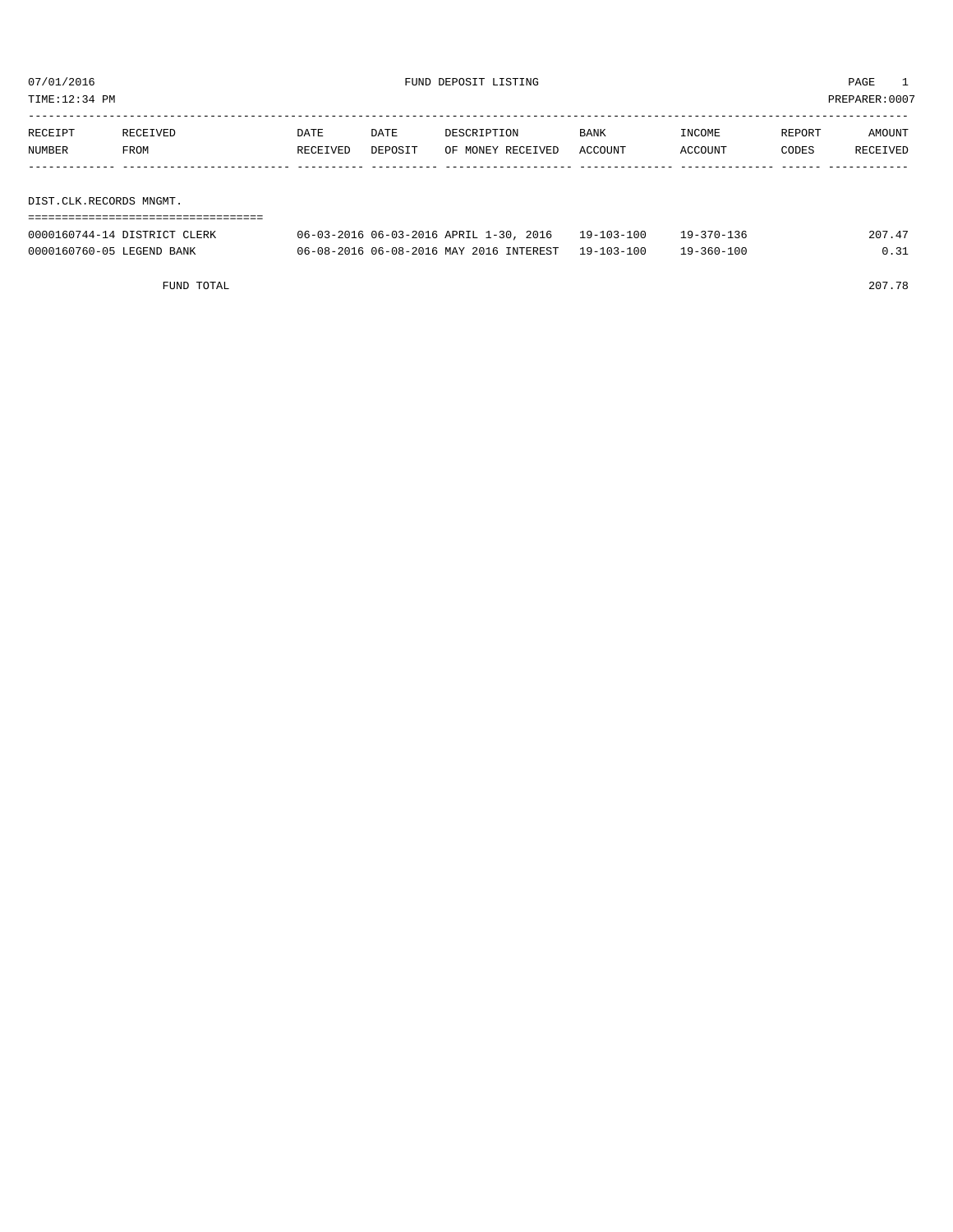07/01/2016 FUND DEPOSIT LISTING PAGE 1

TIME:12:34 PM PREPARER:0007

| RECEIPT NUMBER | RECEIVED FROM | DATE RECEIVED | DATE DEPOSIT | DESCRIPTION OF MONEY RECEIVED | BANK ACCOUNT | INCOME ACCOUNT | REPORT CODES | AMOUNT RECEIVED |
|---|---|---|---|---|---|---|---|---|
| **DIST.CLK.RECORDS MNGMT.** | | | | | | | | |
| 0000160744-14 | DISTRICT CLERK | 06-03-2016 | 06-03-2016 | APRIL 1-30, 2016 | 19-103-100 | 19-370-136 | | 207.47 |
| 0000160760-05 | LEGEND BANK | 06-08-2016 | 06-08-2016 | MAY 2016 INTEREST | 19-103-100 | 19-360-100 | | 0.31 |
| | FUND TOTAL | | | | | | | 207.78 |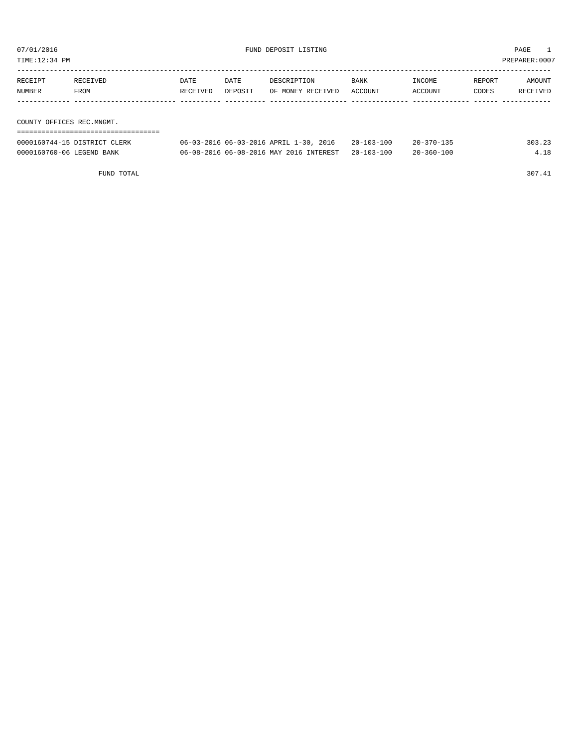07/01/2016 FUND DEPOSIT LISTING PAGE 1

TIME:12:34 PM PREPARER:0007

| RECEIPT NUMBER | RECEIVED FROM | DATE RECEIVED | DATE DEPOSIT | DESCRIPTION OF MONEY RECEIVED | BANK ACCOUNT | INCOME ACCOUNT | REPORT CODES | AMOUNT RECEIVED |
|---|---|---|---|---|---|---|---|---|
| **COUNTY OFFICES REC.MNGMT.** | | | | | | | | |
| 0000160744-15 | DISTRICT CLERK | 06-03-2016 | 06-03-2016 | APRIL 1-30, 2016 | 20-103-100 | 20-370-135 | | 303.23 |
| 0000160760-06 | LEGEND BANK | 06-08-2016 | 06-08-2016 | MAY 2016 INTEREST | 20-103-100 | 20-360-100 | | 4.18 |
| | FUND TOTAL | | | | | | | 307.41 |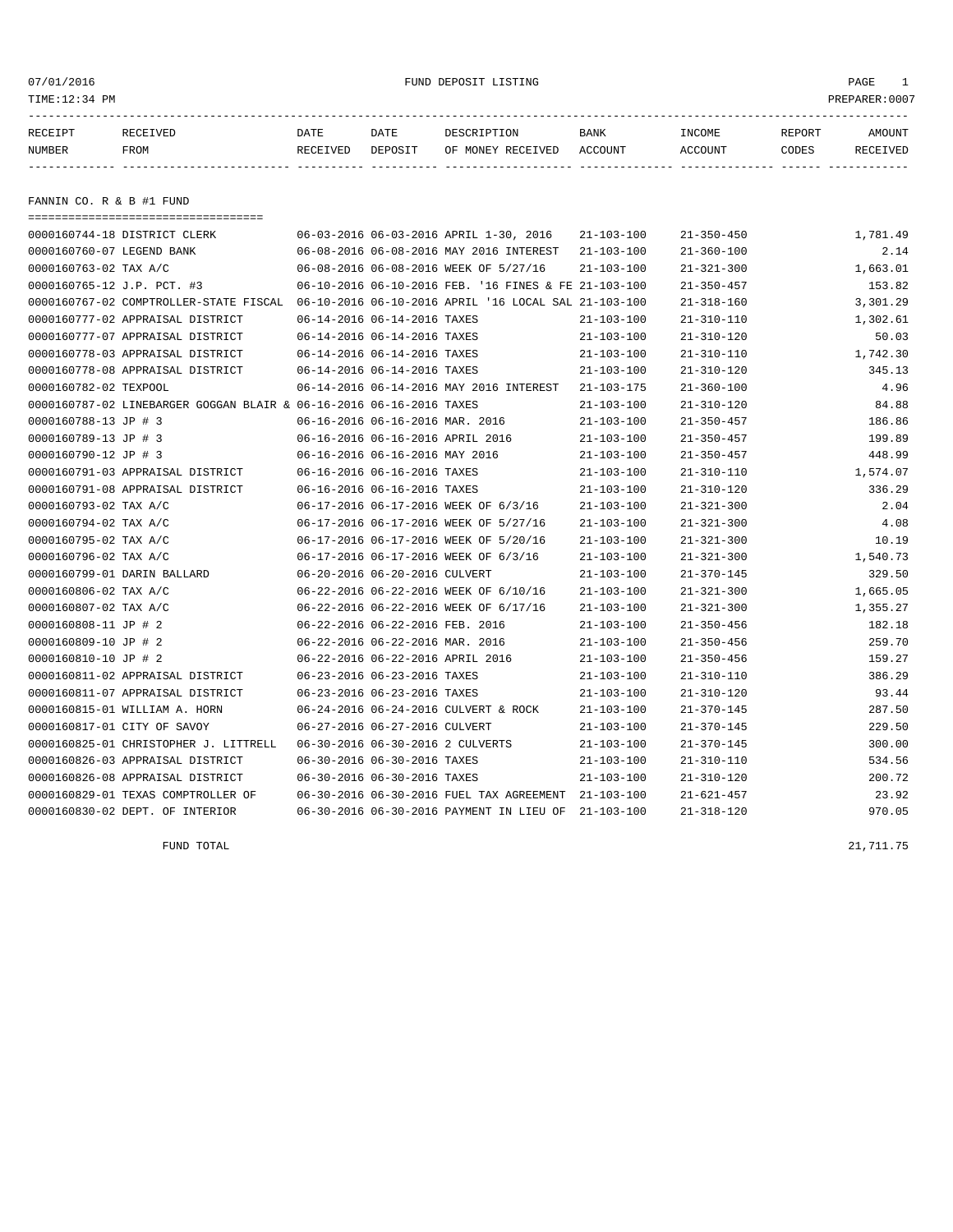07/01/2016 FUND DEPOSIT LISTING

TIME:12:34 PM PREPARER:0007

| RECEIPT NUMBER | RECEIVED FROM | DATE RECEIVED | DATE DEPOSIT | DESCRIPTION OF MONEY RECEIVED | BANK ACCOUNT | INCOME ACCOUNT | REPORT CODES | AMOUNT RECEIVED |
|---|---|---|---|---|---|---|---|---|

## FANNIN CO. R & B #1 FUND

| RECEIPT NUMBER | RECEIVED FROM | DATE RECEIVED | DATE DEPOSIT | DESCRIPTION OF MONEY RECEIVED | BANK ACCOUNT | INCOME ACCOUNT | REPORT CODES | AMOUNT RECEIVED |
|---|---|---|---|---|---|---|---|---|
| 0000160744-18 | DISTRICT CLERK | 06-03-2016 | 06-03-2016 | APRIL 1-30, 2016 | 21-103-100 | 21-350-450 | | 1,781.49 |
| 0000160760-07 | LEGEND BANK | 06-08-2016 | 06-08-2016 | MAY 2016 INTEREST | 21-103-100 | 21-360-100 | | 2.14 |
| 0000160763-02 | TAX A/C | 06-08-2016 | 06-08-2016 | WEEK OF 5/27/16 | 21-103-100 | 21-321-300 | | 1,663.01 |
| 0000160765-12 | J.P. PCT. #3 | 06-10-2016 | 06-10-2016 | FEB. '16 FINES & FE | 21-103-100 | 21-350-457 | | 153.82 |
| 0000160767-02 | COMPTROLLER-STATE FISCAL | 06-10-2016 | 06-10-2016 | APRIL '16 LOCAL SAL | 21-103-100 | 21-318-160 | | 3,301.29 |
| 0000160777-02 | APPRAISAL DISTRICT | 06-14-2016 | 06-14-2016 | TAXES | 21-103-100 | 21-310-110 | | 1,302.61 |
| 0000160777-07 | APPRAISAL DISTRICT | 06-14-2016 | 06-14-2016 | TAXES | 21-103-100 | 21-310-120 | | 50.03 |
| 0000160778-03 | APPRAISAL DISTRICT | 06-14-2016 | 06-14-2016 | TAXES | 21-103-100 | 21-310-110 | | 1,742.30 |
| 0000160778-08 | APPRAISAL DISTRICT | 06-14-2016 | 06-14-2016 | TAXES | 21-103-100 | 21-310-120 | | 345.13 |
| 0000160782-02 | TEXPOOL | 06-14-2016 | 06-14-2016 | MAY 2016 INTEREST | 21-103-175 | 21-360-100 | | 4.96 |
| 0000160787-02 | LINEBARGER GOGGAN BLAIR & | 06-16-2016 | 06-16-2016 | TAXES | 21-103-100 | 21-310-120 | | 84.88 |
| 0000160788-13 | JP # 3 | 06-16-2016 | 06-16-2016 | MAR. 2016 | 21-103-100 | 21-350-457 | | 186.86 |
| 0000160789-13 | JP # 3 | 06-16-2016 | 06-16-2016 | APRIL 2016 | 21-103-100 | 21-350-457 | | 199.89 |
| 0000160790-12 | JP # 3 | 06-16-2016 | 06-16-2016 | MAY 2016 | 21-103-100 | 21-350-457 | | 448.99 |
| 0000160791-03 | APPRAISAL DISTRICT | 06-16-2016 | 06-16-2016 | TAXES | 21-103-100 | 21-310-110 | | 1,574.07 |
| 0000160791-08 | APPRAISAL DISTRICT | 06-16-2016 | 06-16-2016 | TAXES | 21-103-100 | 21-310-120 | | 336.29 |
| 0000160793-02 | TAX A/C | 06-17-2016 | 06-17-2016 | WEEK OF 6/3/16 | 21-103-100 | 21-321-300 | | 2.04 |
| 0000160794-02 | TAX A/C | 06-17-2016 | 06-17-2016 | WEEK OF 5/27/16 | 21-103-100 | 21-321-300 | | 4.08 |
| 0000160795-02 | TAX A/C | 06-17-2016 | 06-17-2016 | WEEK OF 5/20/16 | 21-103-100 | 21-321-300 | | 10.19 |
| 0000160796-02 | TAX A/C | 06-17-2016 | 06-17-2016 | WEEK OF 6/3/16 | 21-103-100 | 21-321-300 | | 1,540.73 |
| 0000160799-01 | DARIN BALLARD | 06-20-2016 | 06-20-2016 | CULVERT | 21-103-100 | 21-370-145 | | 329.50 |
| 0000160806-02 | TAX A/C | 06-22-2016 | 06-22-2016 | WEEK OF 6/10/16 | 21-103-100 | 21-321-300 | | 1,665.05 |
| 0000160807-02 | TAX A/C | 06-22-2016 | 06-22-2016 | WEEK OF 6/17/16 | 21-103-100 | 21-321-300 | | 1,355.27 |
| 0000160808-11 | JP # 2 | 06-22-2016 | 06-22-2016 | FEB. 2016 | 21-103-100 | 21-350-456 | | 182.18 |
| 0000160809-10 | JP # 2 | 06-22-2016 | 06-22-2016 | MAR. 2016 | 21-103-100 | 21-350-456 | | 259.70 |
| 0000160810-10 | JP # 2 | 06-22-2016 | 06-22-2016 | APRIL 2016 | 21-103-100 | 21-350-456 | | 159.27 |
| 0000160811-02 | APPRAISAL DISTRICT | 06-23-2016 | 06-23-2016 | TAXES | 21-103-100 | 21-310-110 | | 386.29 |
| 0000160811-07 | APPRAISAL DISTRICT | 06-23-2016 | 06-23-2016 | TAXES | 21-103-100 | 21-310-120 | | 93.44 |
| 0000160815-01 | WILLIAM A. HORN | 06-24-2016 | 06-24-2016 | CULVERT & ROCK | 21-103-100 | 21-370-145 | | 287.50 |
| 0000160817-01 | CITY OF SAVOY | 06-27-2016 | 06-27-2016 | CULVERT | 21-103-100 | 21-370-145 | | 229.50 |
| 0000160825-01 | CHRISTOPHER J. LITTRELL | 06-30-2016 | 06-30-2016 | 2 CULVERTS | 21-103-100 | 21-370-145 | | 300.00 |
| 0000160826-03 | APPRAISAL DISTRICT | 06-30-2016 | 06-30-2016 | TAXES | 21-103-100 | 21-310-110 | | 534.56 |
| 0000160826-08 | APPRAISAL DISTRICT | 06-30-2016 | 06-30-2016 | TAXES | 21-103-100 | 21-310-120 | | 200.72 |
| 0000160829-01 | TEXAS COMPTROLLER OF | 06-30-2016 | 06-30-2016 | FUEL TAX AGREEMENT | 21-103-100 | 21-621-457 | | 23.92 |
| 0000160830-02 | DEPT. OF INTERIOR | 06-30-2016 | 06-30-2016 | PAYMENT IN LIEU OF | 21-103-100 | 21-318-120 | | 970.05 |
| | FUND TOTAL | | | | | | | 21,711.75 |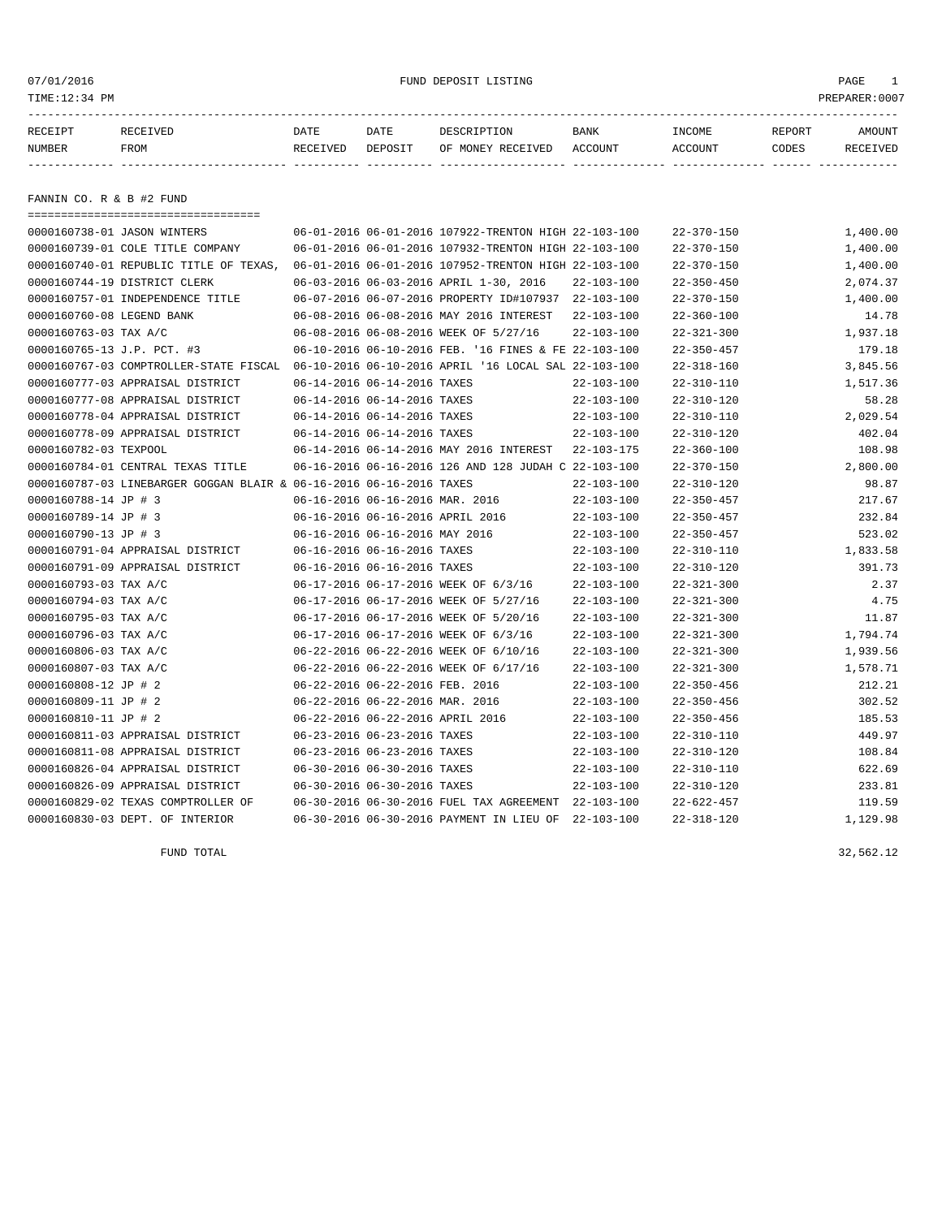07/01/2016 FUND DEPOSIT LISTING

TIME:12:34 PM PREPARER:0007

| RECEIPT NUMBER | RECEIVED FROM | DATE RECEIVED | DATE DEPOSIT | DESCRIPTION OF MONEY RECEIVED | BANK ACCOUNT | INCOME ACCOUNT | REPORT CODES | AMOUNT RECEIVED |
|---|---|---|---|---|---|---|---|---|

## FANNIN CO. R & B #2 FUND

| RECEIPT NUMBER | RECEIVED FROM | DATE RECEIVED | DATE DEPOSIT | DESCRIPTION OF MONEY RECEIVED | BANK ACCOUNT | INCOME ACCOUNT | REPORT CODES | AMOUNT RECEIVED |
|---|---|---|---|---|---|---|---|---|
| 0000160738-01 | JASON WINTERS | 06-01-2016 | 06-01-2016 | 107922-TRENTON HIGH | 22-103-100 | 22-370-150 | | 1,400.00 |
| 0000160739-01 | COLE TITLE COMPANY | 06-01-2016 | 06-01-2016 | 107932-TRENTON HIGH | 22-103-100 | 22-370-150 | | 1,400.00 |
| 0000160740-01 | REPUBLIC TITLE OF TEXAS, | 06-01-2016 | 06-01-2016 | 107952-TRENTON HIGH | 22-103-100 | 22-370-150 | | 1,400.00 |
| 0000160744-19 | DISTRICT CLERK | 06-03-2016 | 06-03-2016 | APRIL 1-30, 2016 | 22-103-100 | 22-350-450 | | 2,074.37 |
| 0000160757-01 | INDEPENDENCE TITLE | 06-07-2016 | 06-07-2016 | PROPERTY ID#107937 | 22-103-100 | 22-370-150 | | 1,400.00 |
| 0000160760-08 | LEGEND BANK | 06-08-2016 | 06-08-2016 | MAY 2016 INTEREST | 22-103-100 | 22-360-100 | | 14.78 |
| 0000160763-03 | TAX A/C | 06-08-2016 | 06-08-2016 | WEEK OF 5/27/16 | 22-103-100 | 22-321-300 | | 1,937.18 |
| 0000160765-13 | J.P. PCT. #3 | 06-10-2016 | 06-10-2016 | FEB. '16 FINES & FE | 22-103-100 | 22-350-457 | | 179.18 |
| 0000160767-03 | COMPTROLLER-STATE FISCAL | 06-10-2016 | 06-10-2016 | APRIL '16 LOCAL SAL | 22-103-100 | 22-318-160 | | 3,845.56 |
| 0000160777-03 | APPRAISAL DISTRICT | 06-14-2016 | 06-14-2016 | TAXES | 22-103-100 | 22-310-110 | | 1,517.36 |
| 0000160777-08 | APPRAISAL DISTRICT | 06-14-2016 | 06-14-2016 | TAXES | 22-103-100 | 22-310-120 | | 58.28 |
| 0000160778-04 | APPRAISAL DISTRICT | 06-14-2016 | 06-14-2016 | TAXES | 22-103-100 | 22-310-110 | | 2,029.54 |
| 0000160778-09 | APPRAISAL DISTRICT | 06-14-2016 | 06-14-2016 | TAXES | 22-103-100 | 22-310-120 | | 402.04 |
| 0000160782-03 | TEXPOOL | 06-14-2016 | 06-14-2016 | MAY 2016 INTEREST | 22-103-175 | 22-360-100 | | 108.98 |
| 0000160784-01 | CENTRAL TEXAS TITLE | 06-16-2016 | 06-16-2016 | 126 AND 128 JUDAH C | 22-103-100 | 22-370-150 | | 2,800.00 |
| 0000160787-03 | LINEBARGER GOGGAN BLAIR & | 06-16-2016 | 06-16-2016 | TAXES | 22-103-100 | 22-310-120 | | 98.87 |
| 0000160788-14 | JP # 3 | 06-16-2016 | 06-16-2016 | MAR. 2016 | 22-103-100 | 22-350-457 | | 217.67 |
| 0000160789-14 | JP # 3 | 06-16-2016 | 06-16-2016 | APRIL 2016 | 22-103-100 | 22-350-457 | | 232.84 |
| 0000160790-13 | JP # 3 | 06-16-2016 | 06-16-2016 | MAY 2016 | 22-103-100 | 22-350-457 | | 523.02 |
| 0000160791-04 | APPRAISAL DISTRICT | 06-16-2016 | 06-16-2016 | TAXES | 22-103-100 | 22-310-110 | | 1,833.58 |
| 0000160791-09 | APPRAISAL DISTRICT | 06-16-2016 | 06-16-2016 | TAXES | 22-103-100 | 22-310-120 | | 391.73 |
| 0000160793-03 | TAX A/C | 06-17-2016 | 06-17-2016 | WEEK OF 6/3/16 | 22-103-100 | 22-321-300 | | 2.37 |
| 0000160794-03 | TAX A/C | 06-17-2016 | 06-17-2016 | WEEK OF 5/27/16 | 22-103-100 | 22-321-300 | | 4.75 |
| 0000160795-03 | TAX A/C | 06-17-2016 | 06-17-2016 | WEEK OF 5/20/16 | 22-103-100 | 22-321-300 | | 11.87 |
| 0000160796-03 | TAX A/C | 06-17-2016 | 06-17-2016 | WEEK OF 6/3/16 | 22-103-100 | 22-321-300 | | 1,794.74 |
| 0000160806-03 | TAX A/C | 06-22-2016 | 06-22-2016 | WEEK OF 6/10/16 | 22-103-100 | 22-321-300 | | 1,939.56 |
| 0000160807-03 | TAX A/C | 06-22-2016 | 06-22-2016 | WEEK OF 6/17/16 | 22-103-100 | 22-321-300 | | 1,578.71 |
| 0000160808-12 | JP # 2 | 06-22-2016 | 06-22-2016 | FEB. 2016 | 22-103-100 | 22-350-456 | | 212.21 |
| 0000160809-11 | JP # 2 | 06-22-2016 | 06-22-2016 | MAR. 2016 | 22-103-100 | 22-350-456 | | 302.52 |
| 0000160810-11 | JP # 2 | 06-22-2016 | 06-22-2016 | APRIL 2016 | 22-103-100 | 22-350-456 | | 185.53 |
| 0000160811-03 | APPRAISAL DISTRICT | 06-23-2016 | 06-23-2016 | TAXES | 22-103-100 | 22-310-110 | | 449.97 |
| 0000160811-08 | APPRAISAL DISTRICT | 06-23-2016 | 06-23-2016 | TAXES | 22-103-100 | 22-310-120 | | 108.84 |
| 0000160826-04 | APPRAISAL DISTRICT | 06-30-2016 | 06-30-2016 | TAXES | 22-103-100 | 22-310-110 | | 622.69 |
| 0000160826-09 | APPRAISAL DISTRICT | 06-30-2016 | 06-30-2016 | TAXES | 22-103-100 | 22-310-120 | | 233.81 |
| 0000160829-02 | TEXAS COMPTROLLER OF | 06-30-2016 | 06-30-2016 | FUEL TAX AGREEMENT | 22-103-100 | 22-622-457 | | 119.59 |
| 0000160830-03 | DEPT. OF INTERIOR | 06-30-2016 | 06-30-2016 | PAYMENT IN LIEU OF | 22-103-100 | 22-318-120 | | 1,129.98 |

FUND TOTAL 32,562.12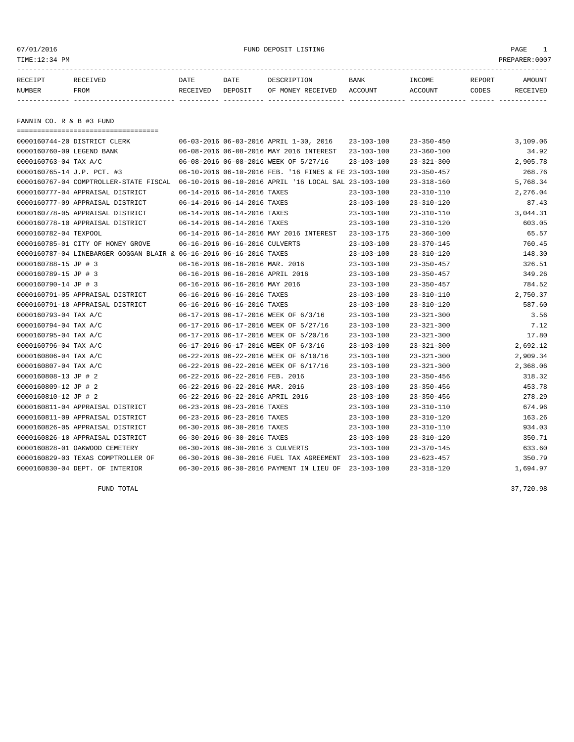07/01/2016 FUND DEPOSIT LISTING

TIME:12:34 PM PREPARER:0007

| RECEIPT NUMBER | RECEIVED FROM | DATE RECEIVED | DATE DEPOSIT | DESCRIPTION OF MONEY RECEIVED | BANK ACCOUNT | INCOME ACCOUNT | REPORT CODES | AMOUNT RECEIVED |
|---|---|---|---|---|---|---|---|---|

## FANNIN CO. R & B #3 FUND

| RECEIPT NUMBER | RECEIVED FROM | DATE RECEIVED | DATE DEPOSIT | DESCRIPTION OF MONEY RECEIVED | BANK ACCOUNT | INCOME ACCOUNT | REPORT CODES | AMOUNT RECEIVED |
|---|---|---|---|---|---|---|---|---|
| 0000160744-20 | DISTRICT CLERK | 06-03-2016 | 06-03-2016 | APRIL 1-30, 2016 | 23-103-100 | 23-350-450 | | 3,109.06 |
| 0000160760-09 | LEGEND BANK | 06-08-2016 | 06-08-2016 | MAY 2016 INTEREST | 23-103-100 | 23-360-100 | | 34.92 |
| 0000160763-04 | TAX A/C | 06-08-2016 | 06-08-2016 | WEEK OF 5/27/16 | 23-103-100 | 23-321-300 | | 2,905.78 |
| 0000160765-14 | J.P. PCT. #3 | 06-10-2016 | 06-10-2016 | FEB. '16 FINES & FE | 23-103-100 | 23-350-457 | | 268.76 |
| 0000160767-04 | COMPTROLLER-STATE FISCAL | 06-10-2016 | 06-10-2016 | APRIL '16 LOCAL SAL | 23-103-100 | 23-318-160 | | 5,768.34 |
| 0000160777-04 | APPRAISAL DISTRICT | 06-14-2016 | 06-14-2016 | TAXES | 23-103-100 | 23-310-110 | | 2,276.04 |
| 0000160777-09 | APPRAISAL DISTRICT | 06-14-2016 | 06-14-2016 | TAXES | 23-103-100 | 23-310-120 | | 87.43 |
| 0000160778-05 | APPRAISAL DISTRICT | 06-14-2016 | 06-14-2016 | TAXES | 23-103-100 | 23-310-110 | | 3,044.31 |
| 0000160778-10 | APPRAISAL DISTRICT | 06-14-2016 | 06-14-2016 | TAXES | 23-103-100 | 23-310-120 | | 603.05 |
| 0000160782-04 | TEXPOOL | 06-14-2016 | 06-14-2016 | MAY 2016 INTEREST | 23-103-175 | 23-360-100 | | 65.57 |
| 0000160785-01 | CITY OF HONEY GROVE | 06-16-2016 | 06-16-2016 | CULVERTS | 23-103-100 | 23-370-145 | | 760.45 |
| 0000160787-04 | LINEBARGER GOGGAN BLAIR & | 06-16-2016 | 06-16-2016 | TAXES | 23-103-100 | 23-310-120 | | 148.30 |
| 0000160788-15 | JP # 3 | 06-16-2016 | 06-16-2016 | MAR. 2016 | 23-103-100 | 23-350-457 | | 326.51 |
| 0000160789-15 | JP # 3 | 06-16-2016 | 06-16-2016 | APRIL 2016 | 23-103-100 | 23-350-457 | | 349.26 |
| 0000160790-14 | JP # 3 | 06-16-2016 | 06-16-2016 | MAY 2016 | 23-103-100 | 23-350-457 | | 784.52 |
| 0000160791-05 | APPRAISAL DISTRICT | 06-16-2016 | 06-16-2016 | TAXES | 23-103-100 | 23-310-110 | | 2,750.37 |
| 0000160791-10 | APPRAISAL DISTRICT | 06-16-2016 | 06-16-2016 | TAXES | 23-103-100 | 23-310-120 | | 587.60 |
| 0000160793-04 | TAX A/C | 06-17-2016 | 06-17-2016 | WEEK OF 6/3/16 | 23-103-100 | 23-321-300 | | 3.56 |
| 0000160794-04 | TAX A/C | 06-17-2016 | 06-17-2016 | WEEK OF 5/27/16 | 23-103-100 | 23-321-300 | | 7.12 |
| 0000160795-04 | TAX A/C | 06-17-2016 | 06-17-2016 | WEEK OF 5/20/16 | 23-103-100 | 23-321-300 | | 17.80 |
| 0000160796-04 | TAX A/C | 06-17-2016 | 06-17-2016 | WEEK OF 6/3/16 | 23-103-100 | 23-321-300 | | 2,692.12 |
| 0000160806-04 | TAX A/C | 06-22-2016 | 06-22-2016 | WEEK OF 6/10/16 | 23-103-100 | 23-321-300 | | 2,909.34 |
| 0000160807-04 | TAX A/C | 06-22-2016 | 06-22-2016 | WEEK OF 6/17/16 | 23-103-100 | 23-321-300 | | 2,368.06 |
| 0000160808-13 | JP # 2 | 06-22-2016 | 06-22-2016 | FEB. 2016 | 23-103-100 | 23-350-456 | | 318.32 |
| 0000160809-12 | JP # 2 | 06-22-2016 | 06-22-2016 | MAR. 2016 | 23-103-100 | 23-350-456 | | 453.78 |
| 0000160810-12 | JP # 2 | 06-22-2016 | 06-22-2016 | APRIL 2016 | 23-103-100 | 23-350-456 | | 278.29 |
| 0000160811-04 | APPRAISAL DISTRICT | 06-23-2016 | 06-23-2016 | TAXES | 23-103-100 | 23-310-110 | | 674.96 |
| 0000160811-09 | APPRAISAL DISTRICT | 06-23-2016 | 06-23-2016 | TAXES | 23-103-100 | 23-310-120 | | 163.26 |
| 0000160826-05 | APPRAISAL DISTRICT | 06-30-2016 | 06-30-2016 | TAXES | 23-103-100 | 23-310-110 | | 934.03 |
| 0000160826-10 | APPRAISAL DISTRICT | 06-30-2016 | 06-30-2016 | TAXES | 23-103-100 | 23-310-120 | | 350.71 |
| 0000160828-01 | OAKWOOD CEMETERY | 06-30-2016 | 06-30-2016 | 3 CULVERTS | 23-103-100 | 23-370-145 | | 633.60 |
| 0000160829-03 | TEXAS COMPTROLLER OF | 06-30-2016 | 06-30-2016 | FUEL TAX AGREEMENT | 23-103-100 | 23-623-457 | | 350.79 |
| 0000160830-04 | DEPT. OF INTERIOR | 06-30-2016 | 06-30-2016 | PAYMENT IN LIEU OF | 23-103-100 | 23-318-120 | | 1,694.97 |
| | FUND TOTAL | | | | | | | 37,720.98 |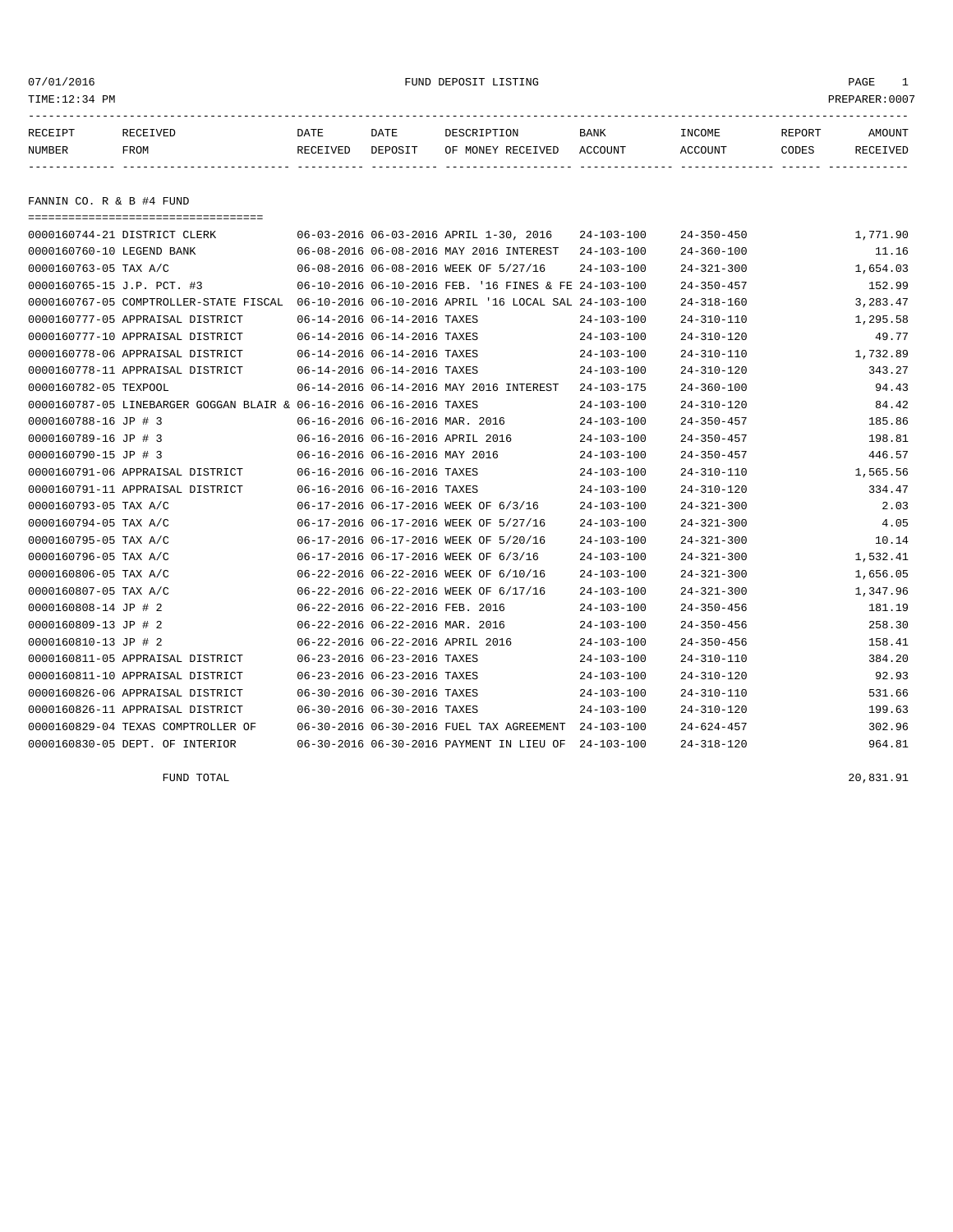07/01/2016 FUND DEPOSIT LISTING

TIME:12:34 PM PREPARER:0007

| RECEIPT NUMBER | RECEIVED FROM | DATE RECEIVED | DATE DEPOSIT | DESCRIPTION OF MONEY RECEIVED | BANK ACCOUNT | INCOME ACCOUNT | REPORT CODES | AMOUNT RECEIVED |
|---|---|---|---|---|---|---|---|---|

## FANNIN CO. R & B #4 FUND

| RECEIPT NUMBER | RECEIVED FROM | DATE RECEIVED | DATE DEPOSIT | DESCRIPTION OF MONEY RECEIVED | BANK ACCOUNT | INCOME ACCOUNT | REPORT CODES | AMOUNT RECEIVED |
|---|---|---|---|---|---|---|---|---|
| 0000160744-21 | DISTRICT CLERK | 06-03-2016 | 06-03-2016 | APRIL 1-30, 2016 | 24-103-100 | 24-350-450 | | 1,771.90 |
| 0000160760-10 | LEGEND BANK | 06-08-2016 | 06-08-2016 | MAY 2016 INTEREST | 24-103-100 | 24-360-100 | | 11.16 |
| 0000160763-05 | TAX A/C | 06-08-2016 | 06-08-2016 | WEEK OF 5/27/16 | 24-103-100 | 24-321-300 | | 1,654.03 |
| 0000160765-15 | J.P. PCT. #3 | 06-10-2016 | 06-10-2016 | FEB. '16 FINES & FE | 24-103-100 | 24-350-457 | | 152.99 |
| 0000160767-05 | COMPTROLLER-STATE FISCAL | 06-10-2016 | 06-10-2016 | APRIL '16 LOCAL SAL | 24-103-100 | 24-318-160 | | 3,283.47 |
| 0000160777-05 | APPRAISAL DISTRICT | 06-14-2016 | 06-14-2016 | TAXES | 24-103-100 | 24-310-110 | | 1,295.58 |
| 0000160777-10 | APPRAISAL DISTRICT | 06-14-2016 | 06-14-2016 | TAXES | 24-103-100 | 24-310-120 | | 49.77 |
| 0000160778-06 | APPRAISAL DISTRICT | 06-14-2016 | 06-14-2016 | TAXES | 24-103-100 | 24-310-110 | | 1,732.89 |
| 0000160778-11 | APPRAISAL DISTRICT | 06-14-2016 | 06-14-2016 | TAXES | 24-103-100 | 24-310-120 | | 343.27 |
| 0000160782-05 | TEXPOOL | 06-14-2016 | 06-14-2016 | MAY 2016 INTEREST | 24-103-175 | 24-360-100 | | 94.43 |
| 0000160787-05 | LINEBARGER GOGGAN BLAIR & | 06-16-2016 | 06-16-2016 | TAXES | 24-103-100 | 24-310-120 | | 84.42 |
| 0000160788-16 | JP # 3 | 06-16-2016 | 06-16-2016 | MAR. 2016 | 24-103-100 | 24-350-457 | | 185.86 |
| 0000160789-16 | JP # 3 | 06-16-2016 | 06-16-2016 | APRIL 2016 | 24-103-100 | 24-350-457 | | 198.81 |
| 0000160790-15 | JP # 3 | 06-16-2016 | 06-16-2016 | MAY 2016 | 24-103-100 | 24-350-457 | | 446.57 |
| 0000160791-06 | APPRAISAL DISTRICT | 06-16-2016 | 06-16-2016 | TAXES | 24-103-100 | 24-310-110 | | 1,565.56 |
| 0000160791-11 | APPRAISAL DISTRICT | 06-16-2016 | 06-16-2016 | TAXES | 24-103-100 | 24-310-120 | | 334.47 |
| 0000160793-05 | TAX A/C | 06-17-2016 | 06-17-2016 | WEEK OF 6/3/16 | 24-103-100 | 24-321-300 | | 2.03 |
| 0000160794-05 | TAX A/C | 06-17-2016 | 06-17-2016 | WEEK OF 5/27/16 | 24-103-100 | 24-321-300 | | 4.05 |
| 0000160795-05 | TAX A/C | 06-17-2016 | 06-17-2016 | WEEK OF 5/20/16 | 24-103-100 | 24-321-300 | | 10.14 |
| 0000160796-05 | TAX A/C | 06-17-2016 | 06-17-2016 | WEEK OF 6/3/16 | 24-103-100 | 24-321-300 | | 1,532.41 |
| 0000160806-05 | TAX A/C | 06-22-2016 | 06-22-2016 | WEEK OF 6/10/16 | 24-103-100 | 24-321-300 | | 1,656.05 |
| 0000160807-05 | TAX A/C | 06-22-2016 | 06-22-2016 | WEEK OF 6/17/16 | 24-103-100 | 24-321-300 | | 1,347.96 |
| 0000160808-14 | JP # 2 | 06-22-2016 | 06-22-2016 | FEB. 2016 | 24-103-100 | 24-350-456 | | 181.19 |
| 0000160809-13 | JP # 2 | 06-22-2016 | 06-22-2016 | MAR. 2016 | 24-103-100 | 24-350-456 | | 258.30 |
| 0000160810-13 | JP # 2 | 06-22-2016 | 06-22-2016 | APRIL 2016 | 24-103-100 | 24-350-456 | | 158.41 |
| 0000160811-05 | APPRAISAL DISTRICT | 06-23-2016 | 06-23-2016 | TAXES | 24-103-100 | 24-310-110 | | 384.20 |
| 0000160811-10 | APPRAISAL DISTRICT | 06-23-2016 | 06-23-2016 | TAXES | 24-103-100 | 24-310-120 | | 92.93 |
| 0000160826-06 | APPRAISAL DISTRICT | 06-30-2016 | 06-30-2016 | TAXES | 24-103-100 | 24-310-110 | | 531.66 |
| 0000160826-11 | APPRAISAL DISTRICT | 06-30-2016 | 06-30-2016 | TAXES | 24-103-100 | 24-310-120 | | 199.63 |
| 0000160829-04 | TEXAS COMPTROLLER OF | 06-30-2016 | 06-30-2016 | FUEL TAX AGREEMENT | 24-103-100 | 24-624-457 | | 302.96 |
| 0000160830-05 | DEPT. OF INTERIOR | 06-30-2016 | 06-30-2016 | PAYMENT IN LIEU OF | 24-103-100 | 24-318-120 | | 964.81 |

FUND TOTAL 20,831.91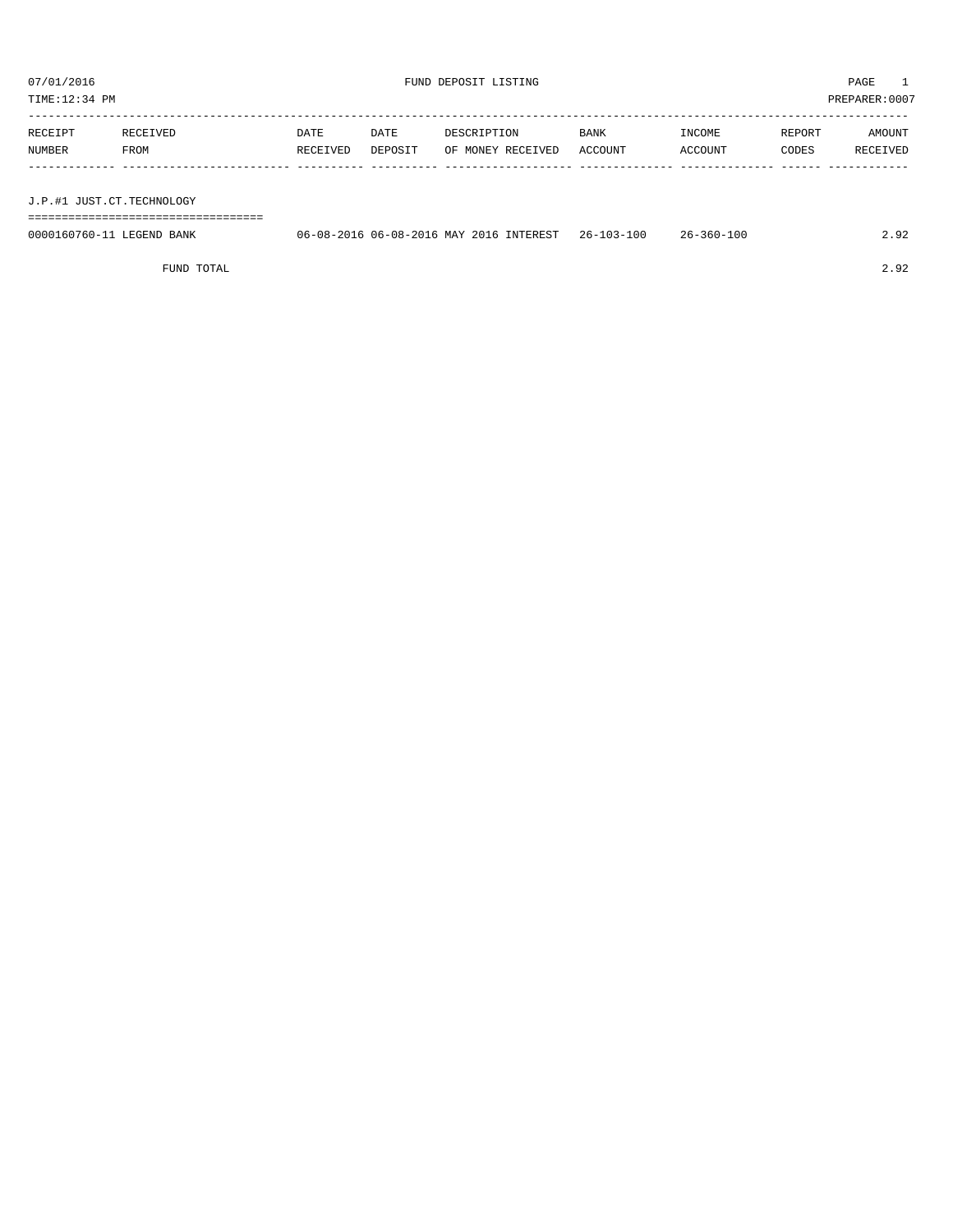07/01/2016 FUND DEPOSIT LISTING PAGE 1

TIME:12:34 PM PREPARER:0007

| RECEIPT NUMBER | RECEIVED FROM | DATE RECEIVED | DATE DEPOSIT | DESCRIPTION OF MONEY RECEIVED | BANK ACCOUNT | INCOME ACCOUNT | REPORT CODES | AMOUNT RECEIVED |
|---|---|---|---|---|---|---|---|---|
| **J.P.#1 JUST.CT.TECHNOLOGY** | | | | | | | | |
| 0000160760-11 | LEGEND BANK | 06-08-2016 | 06-08-2016 | MAY 2016 INTEREST | 26-103-100 | 26-360-100 | | 2.92 |
| | FUND TOTAL | | | | | | | 2.92 |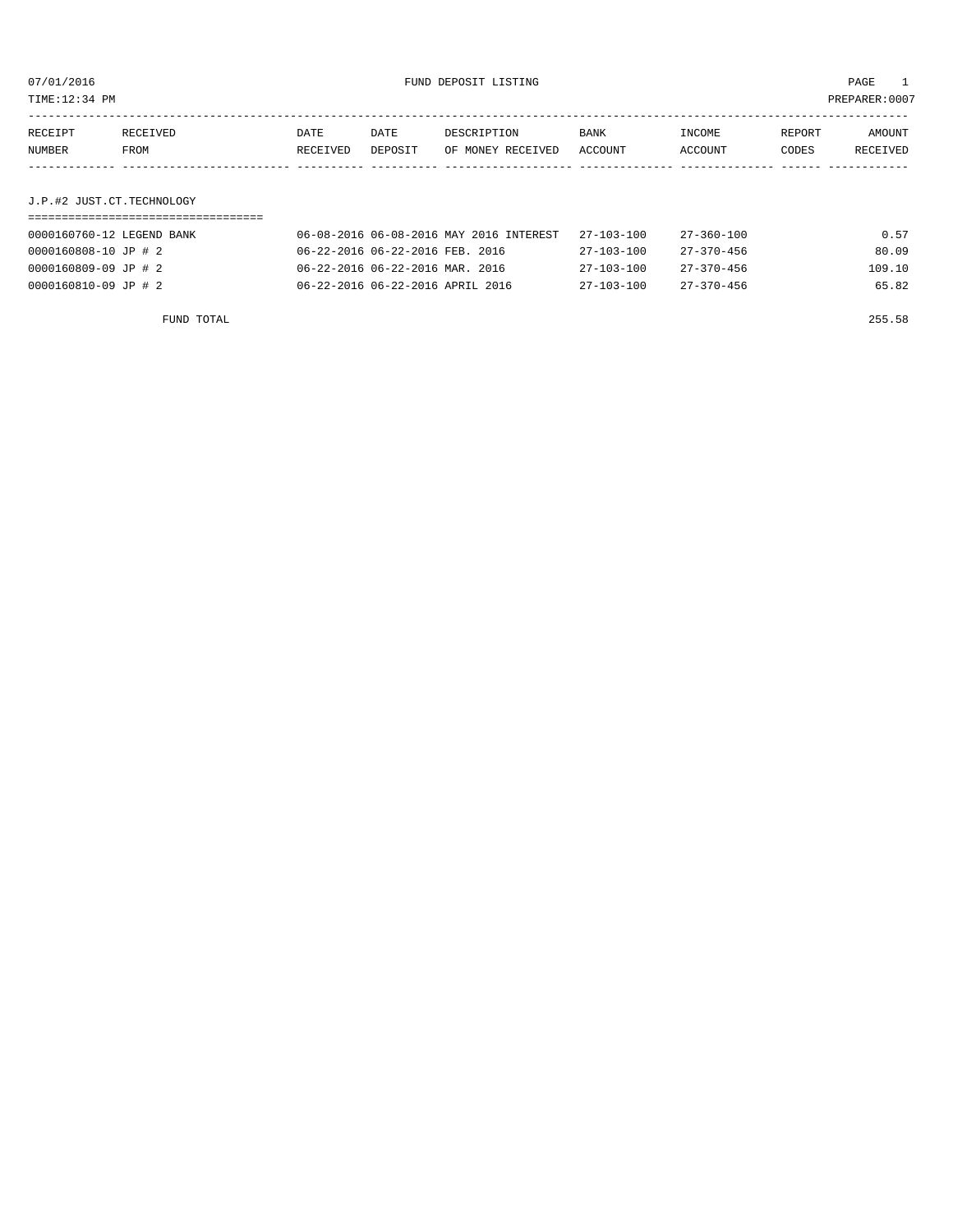07/01/2016 FUND DEPOSIT LISTING PAGE 1

TIME:12:34 PM PREPARER:0007

| RECEIPT NUMBER | RECEIVED FROM | DATE RECEIVED | DATE DEPOSIT | DESCRIPTION OF MONEY RECEIVED | BANK ACCOUNT | INCOME ACCOUNT | REPORT CODES | AMOUNT RECEIVED |
|---|---|---|---|---|---|---|---|---|

## J.P.#2 JUST.CT.TECHNOLOGY

| RECEIPT NUMBER | RECEIVED FROM | DATE RECEIVED | DATE DEPOSIT | DESCRIPTION OF MONEY RECEIVED | BANK ACCOUNT | INCOME ACCOUNT | REPORT CODES | AMOUNT RECEIVED |
|---|---|---|---|---|---|---|---|---|
| 0000160760-12 | LEGEND BANK | 06-08-2016 | 06-08-2016 | MAY 2016 INTEREST | 27-103-100 | 27-360-100 | | 0.57 |
| 0000160808-10 | JP # 2 | 06-22-2016 | 06-22-2016 | FEB. 2016 | 27-103-100 | 27-370-456 | | 80.09 |
| 0000160809-09 | JP # 2 | 06-22-2016 | 06-22-2016 | MAR. 2016 | 27-103-100 | 27-370-456 | | 109.10 |
| 0000160810-09 | JP # 2 | 06-22-2016 | 06-22-2016 | APRIL 2016 | 27-103-100 | 27-370-456 | | 65.82 |

FUND TOTAL 255.58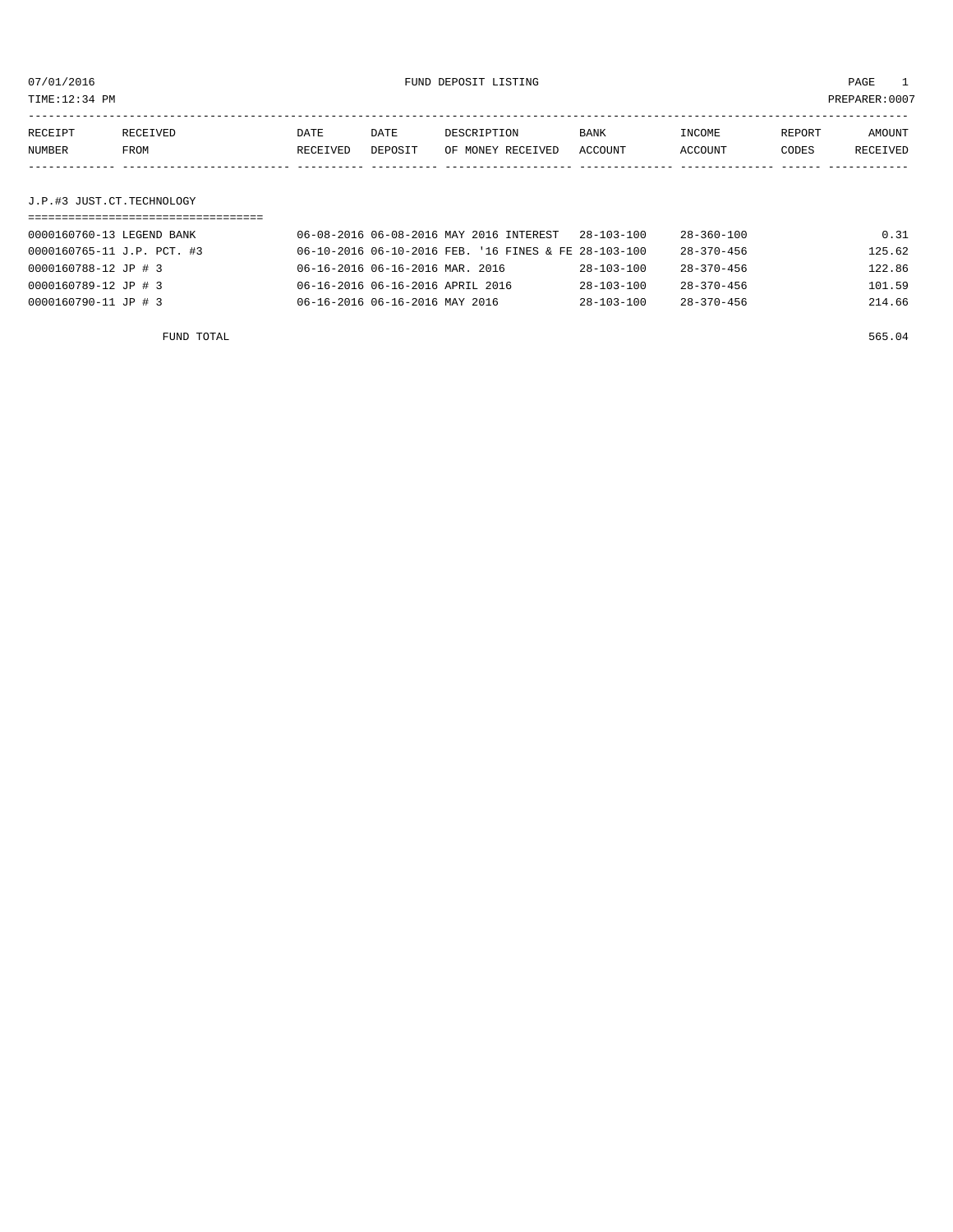07/01/2016 FUND DEPOSIT LISTING

TIME:12:34 PM PREPARER:0007

| RECEIPT NUMBER | RECEIVED FROM | DATE RECEIVED | DATE DEPOSIT | DESCRIPTION OF MONEY RECEIVED | BANK ACCOUNT | INCOME ACCOUNT | REPORT CODES | AMOUNT RECEIVED |
|---|---|---|---|---|---|---|---|---|
| **J.P.#3 JUST.CT.TECHNOLOGY** | | | | | | | | |
| 0000160760-13 | LEGEND BANK | 06-08-2016 | 06-08-2016 | MAY 2016 INTEREST | 28-103-100 | 28-360-100 | | 0.31 |
| 0000160765-11 | J.P. PCT. #3 | 06-10-2016 | 06-10-2016 | FEB. '16 FINES & FE | 28-103-100 | 28-370-456 | | 125.62 |
| 0000160788-12 | JP # 3 | 06-16-2016 | 06-16-2016 | MAR. 2016 | 28-103-100 | 28-370-456 | | 122.86 |
| 0000160789-12 | JP # 3 | 06-16-2016 | 06-16-2016 | APRIL 2016 | 28-103-100 | 28-370-456 | | 101.59 |
| 0000160790-11 | JP # 3 | 06-16-2016 | 06-16-2016 | MAY 2016 | 28-103-100 | 28-370-456 | | 214.66 |
| | FUND TOTAL | | | | | | | 565.04 |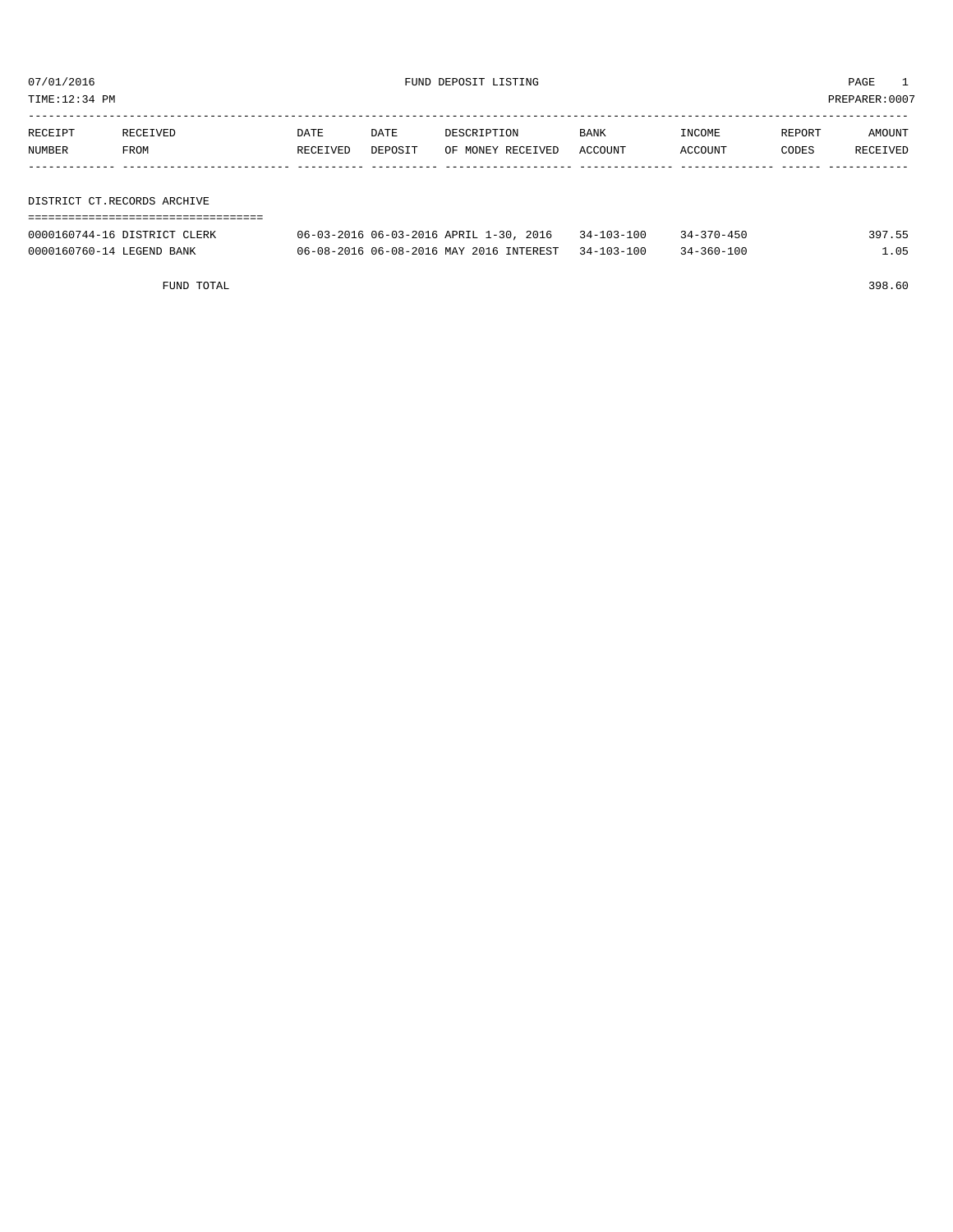07/01/2016 FUND DEPOSIT LISTING PAGE 1

TIME:12:34 PM PREPARER:0007

| RECEIPT NUMBER | RECEIVED FROM | DATE RECEIVED | DATE DEPOSIT | DESCRIPTION OF MONEY RECEIVED | BANK ACCOUNT | INCOME ACCOUNT | REPORT CODES | AMOUNT RECEIVED |
|---|---|---|---|---|---|---|---|---|

## DISTRICT CT.RECORDS ARCHIVE

| RECEIPT NUMBER | RECEIVED FROM | DATE RECEIVED | DATE DEPOSIT | DESCRIPTION OF MONEY RECEIVED | BANK ACCOUNT | INCOME ACCOUNT | REPORT CODES | AMOUNT RECEIVED |
|---|---|---|---|---|---|---|---|---|
| 0000160744-16 | DISTRICT CLERK | 06-03-2016 | 06-03-2016 | APRIL 1-30, 2016 | 34-103-100 | 34-370-450 | | 397.55 |
| 0000160760-14 | LEGEND BANK | 06-08-2016 | 06-08-2016 | MAY 2016 INTEREST | 34-103-100 | 34-360-100 | | 1.05 |
| | FUND TOTAL | | | | | | | 398.60 |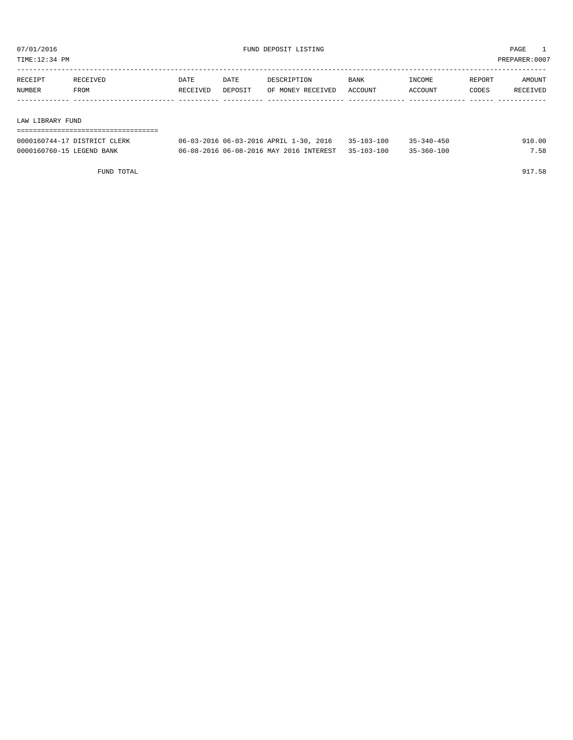# FUND DEPOSIT LISTING

07/01/2016
TIME:12:34 PM
PREPARER:0007

| RECEIPT NUMBER | RECEIVED FROM | DATE RECEIVED | DATE DEPOSIT | DESCRIPTION OF MONEY RECEIVED | BANK ACCOUNT | INCOME ACCOUNT | REPORT CODES | AMOUNT RECEIVED |
|---|---|---|---|---|---|---|---|---|
| **LAW LIBRARY FUND** | | | | | | | | |
| 0000160744-17 | DISTRICT CLERK | 06-03-2016 | 06-03-2016 | APRIL 1-30, 2016 | 35-103-100 | 35-340-450 | | 910.00 |
| 0000160760-15 | LEGEND BANK | 06-08-2016 | 06-08-2016 | MAY 2016 INTEREST | 35-103-100 | 35-360-100 | | 7.58 |
| | FUND TOTAL | | | | | | | 917.58 |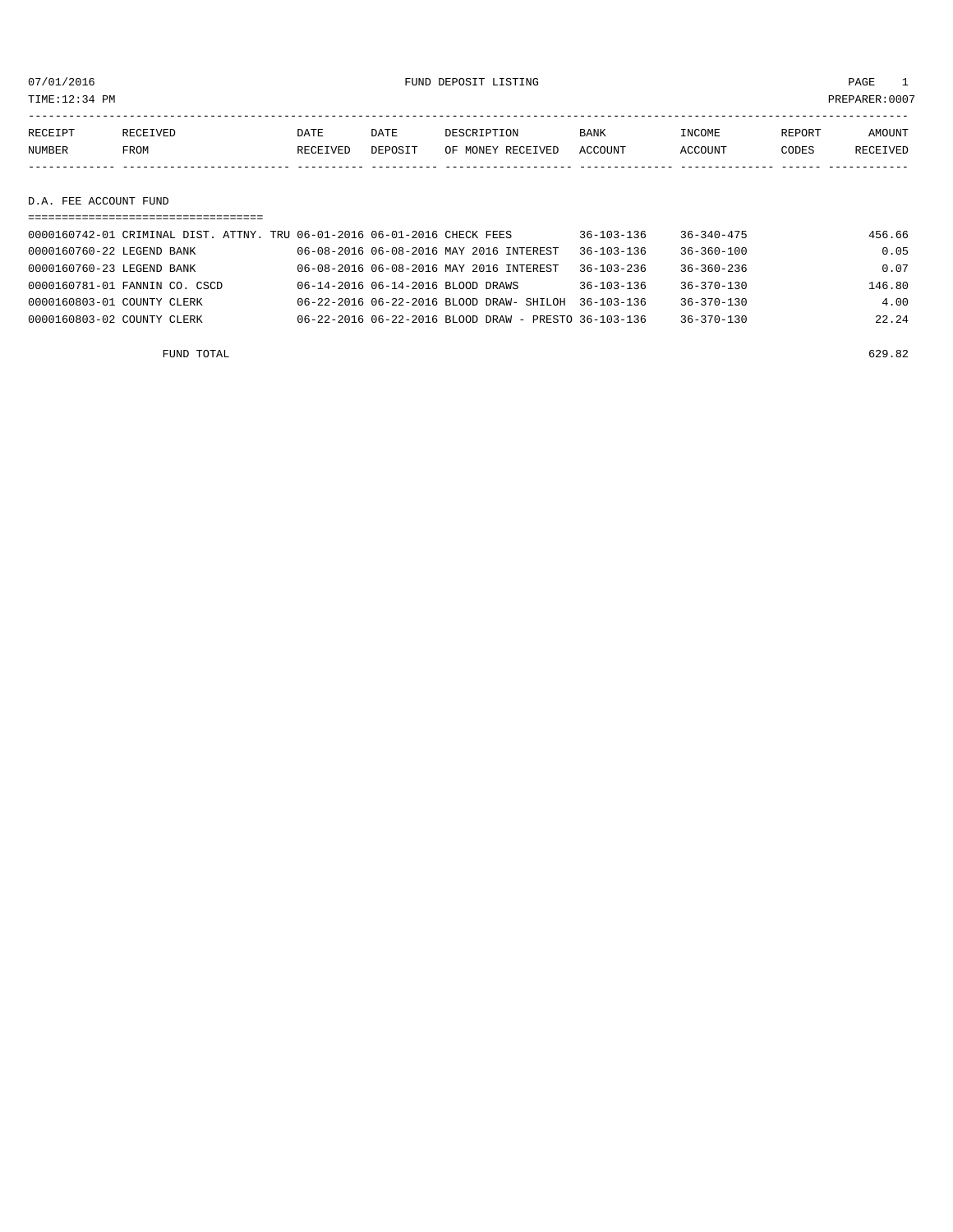07/01/2016 FUND DEPOSIT LISTING

TIME:12:34 PM PREPARER:0007

| RECEIPT NUMBER | RECEIVED FROM | DATE RECEIVED | DATE DEPOSIT | DESCRIPTION OF MONEY RECEIVED | BANK ACCOUNT | INCOME ACCOUNT | REPORT CODES | AMOUNT RECEIVED |
|---|---|---|---|---|---|---|---|---|

## D.A. FEE ACCOUNT FUND

| RECEIPT NUMBER | RECEIVED FROM | DATE RECEIVED | DATE DEPOSIT | DESCRIPTION OF MONEY RECEIVED | BANK ACCOUNT | INCOME ACCOUNT | REPORT CODES | AMOUNT RECEIVED |
|---|---|---|---|---|---|---|---|---|
| 0000160742-01 | CRIMINAL DIST. ATTNY. TRU | 06-01-2016 | 06-01-2016 | CHECK FEES | 36-103-136 | 36-340-475 | | 456.66 |
| 0000160760-22 | LEGEND BANK | 06-08-2016 | 06-08-2016 | MAY 2016 INTEREST | 36-103-136 | 36-360-100 | | 0.05 |
| 0000160760-23 | LEGEND BANK | 06-08-2016 | 06-08-2016 | MAY 2016 INTEREST | 36-103-236 | 36-360-236 | | 0.07 |
| 0000160781-01 | FANNIN CO. CSCD | 06-14-2016 | 06-14-2016 | BLOOD DRAWS | 36-103-136 | 36-370-130 | | 146.80 |
| 0000160803-01 | COUNTY CLERK | 06-22-2016 | 06-22-2016 | BLOOD DRAW- SHILOH | 36-103-136 | 36-370-130 | | 4.00 |
| 0000160803-02 | COUNTY CLERK | 06-22-2016 | 06-22-2016 | BLOOD DRAW - PRESTO | 36-103-136 | 36-370-130 | | 22.24 |
| | FUND TOTAL | | | | | | | 629.82 |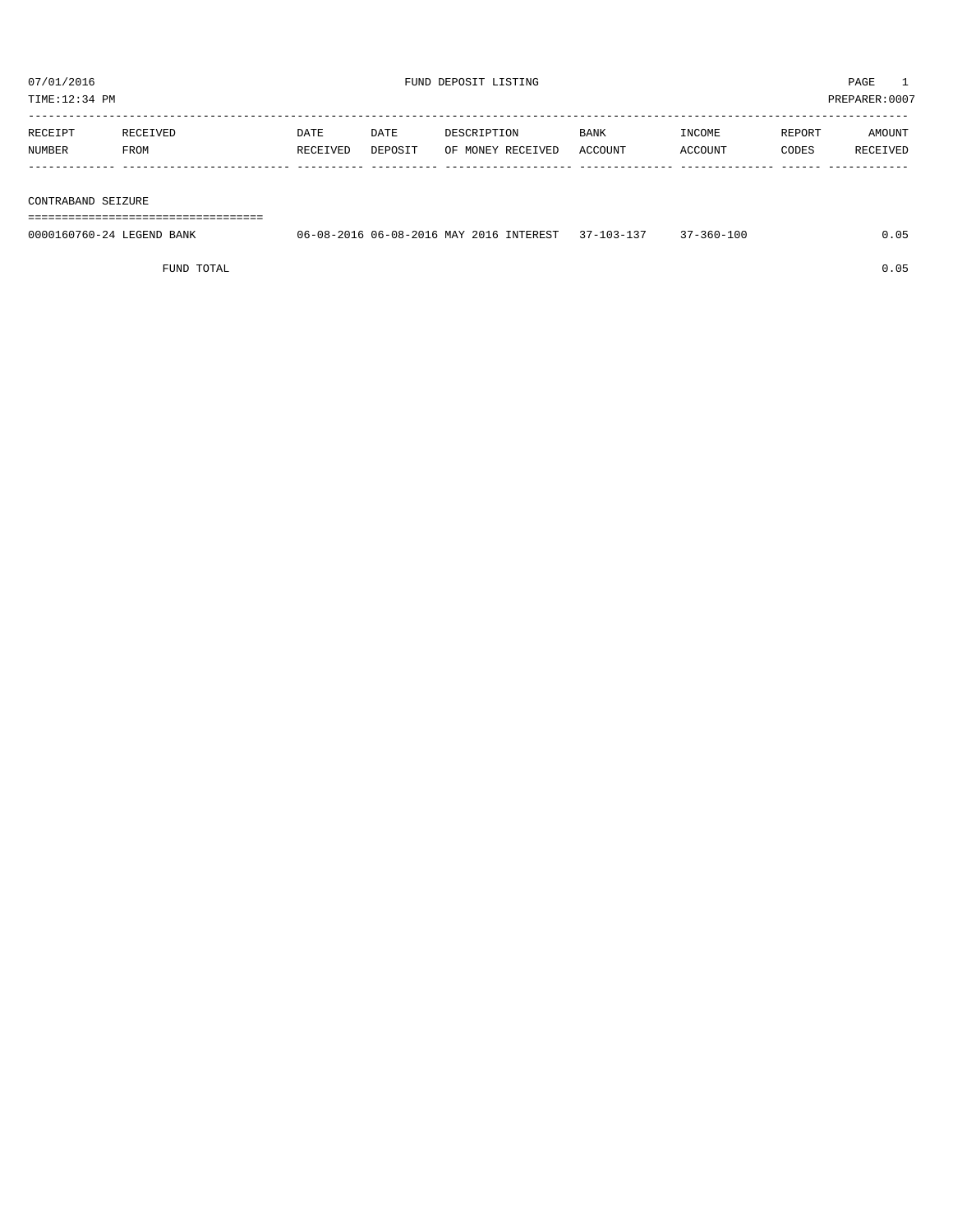07/01/2016 FUND DEPOSIT LISTING

TIME:12:34 PM PREPARER:0007

| RECEIPT NUMBER | RECEIVED FROM | DATE RECEIVED | DATE DEPOSIT | DESCRIPTION OF MONEY RECEIVED | BANK ACCOUNT | INCOME ACCOUNT | REPORT CODES | AMOUNT RECEIVED |
|---|---|---|---|---|---|---|---|---|
| **CONTRABAND SEIZURE** | | | | | | | | |
| 0000160760-24 | LEGEND BANK | 06-08-2016 | 06-08-2016 | MAY 2016 INTEREST | 37-103-137 | 37-360-100 | | 0.05 |
| | FUND TOTAL | | | | | | | 0.05 |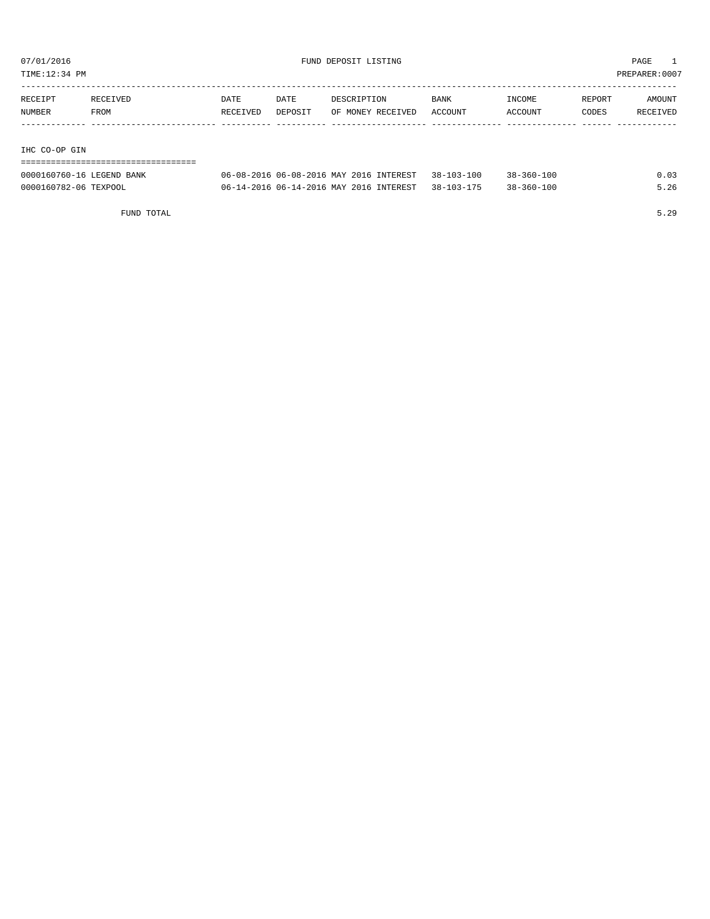07/01/2016 FUND DEPOSIT LISTING PAGE 1

TIME:12:34 PM PREPARER:0007

| RECEIPT NUMBER | RECEIVED FROM | DATE RECEIVED | DATE DEPOSIT | DESCRIPTION OF MONEY RECEIVED | BANK ACCOUNT | INCOME ACCOUNT | REPORT CODES | AMOUNT RECEIVED |
|---|---|---|---|---|---|---|---|---|
| **IHC CO-OP GIN** | | | | | | | | |
| 0000160760-16 | LEGEND BANK | 06-08-2016 | 06-08-2016 | MAY 2016 INTEREST | 38-103-100 | 38-360-100 | | 0.03 |
| 0000160782-06 | TEXPOOL | 06-14-2016 | 06-14-2016 | MAY 2016 INTEREST | 38-103-175 | 38-360-100 | | 5.26 |
| | FUND TOTAL | | | | | | | 5.29 |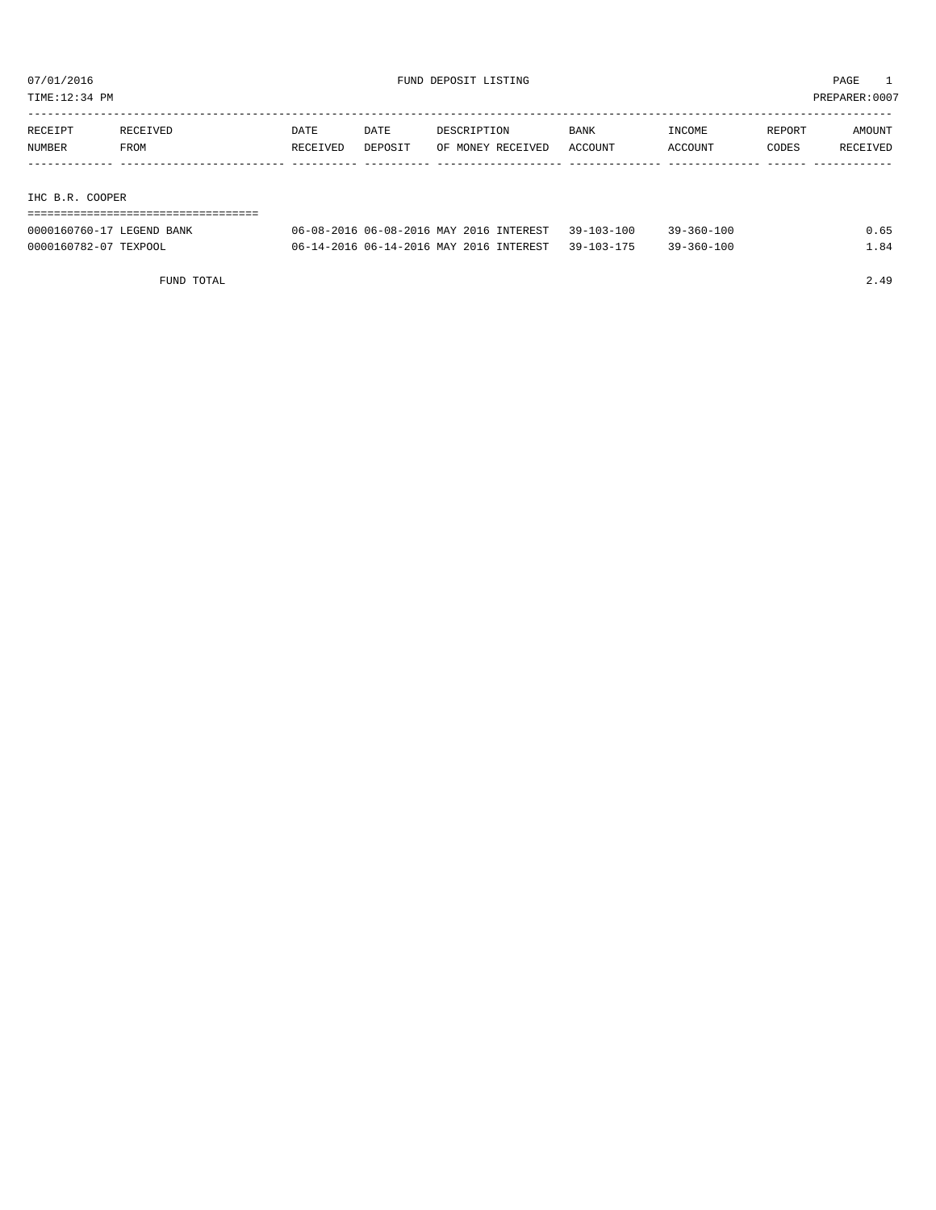07/01/2016 FUND DEPOSIT LISTING

TIME:12:34 PM PREPARER:0007

| RECEIPT NUMBER | RECEIVED FROM | DATE RECEIVED | DATE DEPOSIT | DESCRIPTION OF MONEY RECEIVED | BANK ACCOUNT | INCOME ACCOUNT | REPORT CODES | AMOUNT RECEIVED |
|---|---|---|---|---|---|---|---|---|

IHC B.R. COOPER

| RECEIPT NUMBER | RECEIVED FROM | DATE RECEIVED | DATE DEPOSIT | DESCRIPTION OF MONEY RECEIVED | BANK ACCOUNT | INCOME ACCOUNT | REPORT CODES | AMOUNT RECEIVED |
|---|---|---|---|---|---|---|---|---|
| 0000160760-17 | LEGEND BANK | 06-08-2016 | 06-08-2016 | MAY 2016 INTEREST | 39-103-100 | 39-360-100 | | 0.65 |
| 0000160782-07 | TEXPOOL | 06-14-2016 | 06-14-2016 | MAY 2016 INTEREST | 39-103-175 | 39-360-100 | | 1.84 |
| | FUND TOTAL | | | | | | | 2.49 |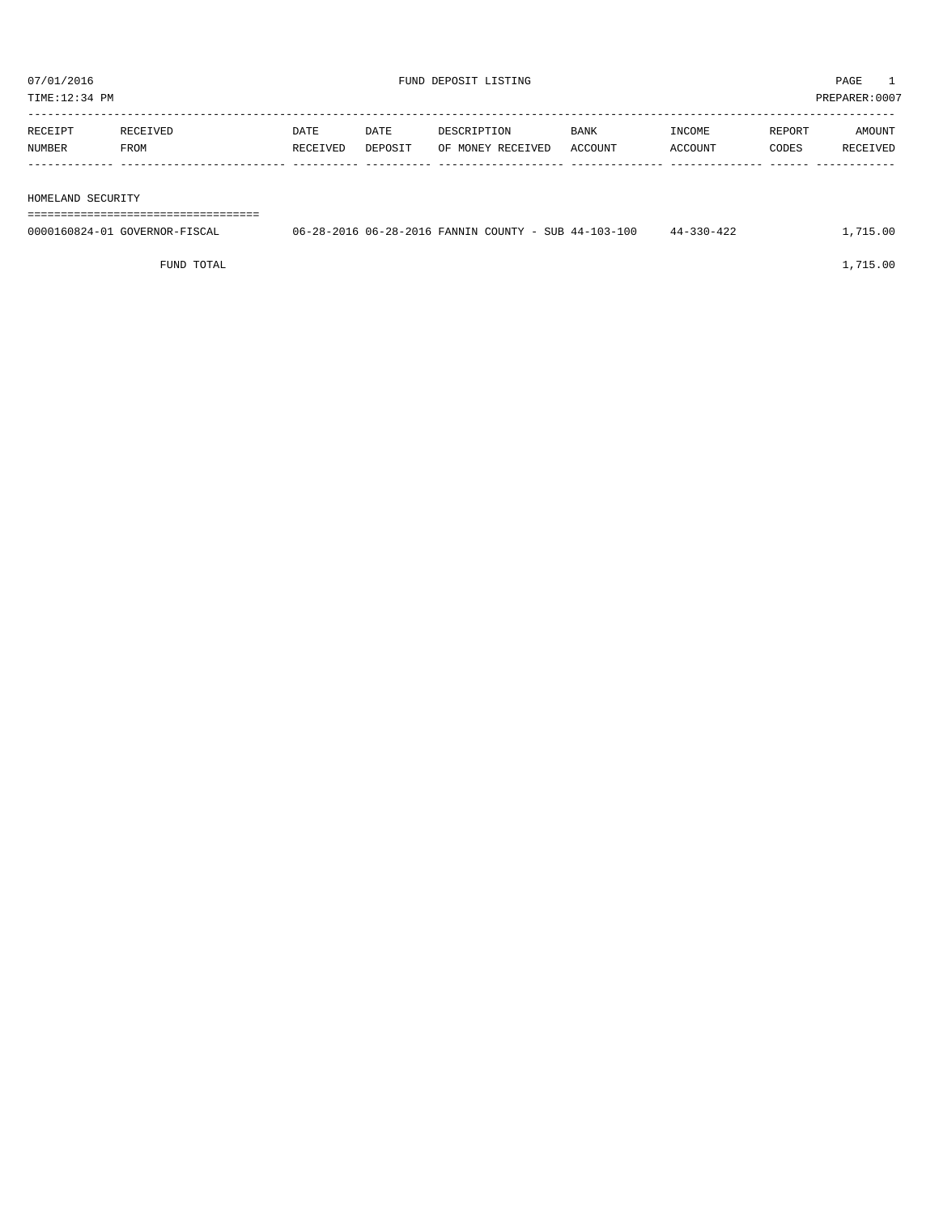07/01/2016 FUND DEPOSIT LISTING PAGE 1

TIME:12:34 PM PREPARER:0007

| RECEIPT NUMBER | RECEIVED FROM | DATE RECEIVED | DATE DEPOSIT | DESCRIPTION OF MONEY RECEIVED | BANK ACCOUNT | INCOME ACCOUNT | REPORT CODES | AMOUNT RECEIVED |
|---|---|---|---|---|---|---|---|---|
| HOMELAND SECURITY | | | | | | | | |
| 0000160824-01 | GOVERNOR-FISCAL | 06-28-2016 | 06-28-2016 | FANNIN COUNTY - SUB | 44-103-100 | 44-330-422 | | 1,715.00 |
| | FUND TOTAL | | | | | | | 1,715.00 |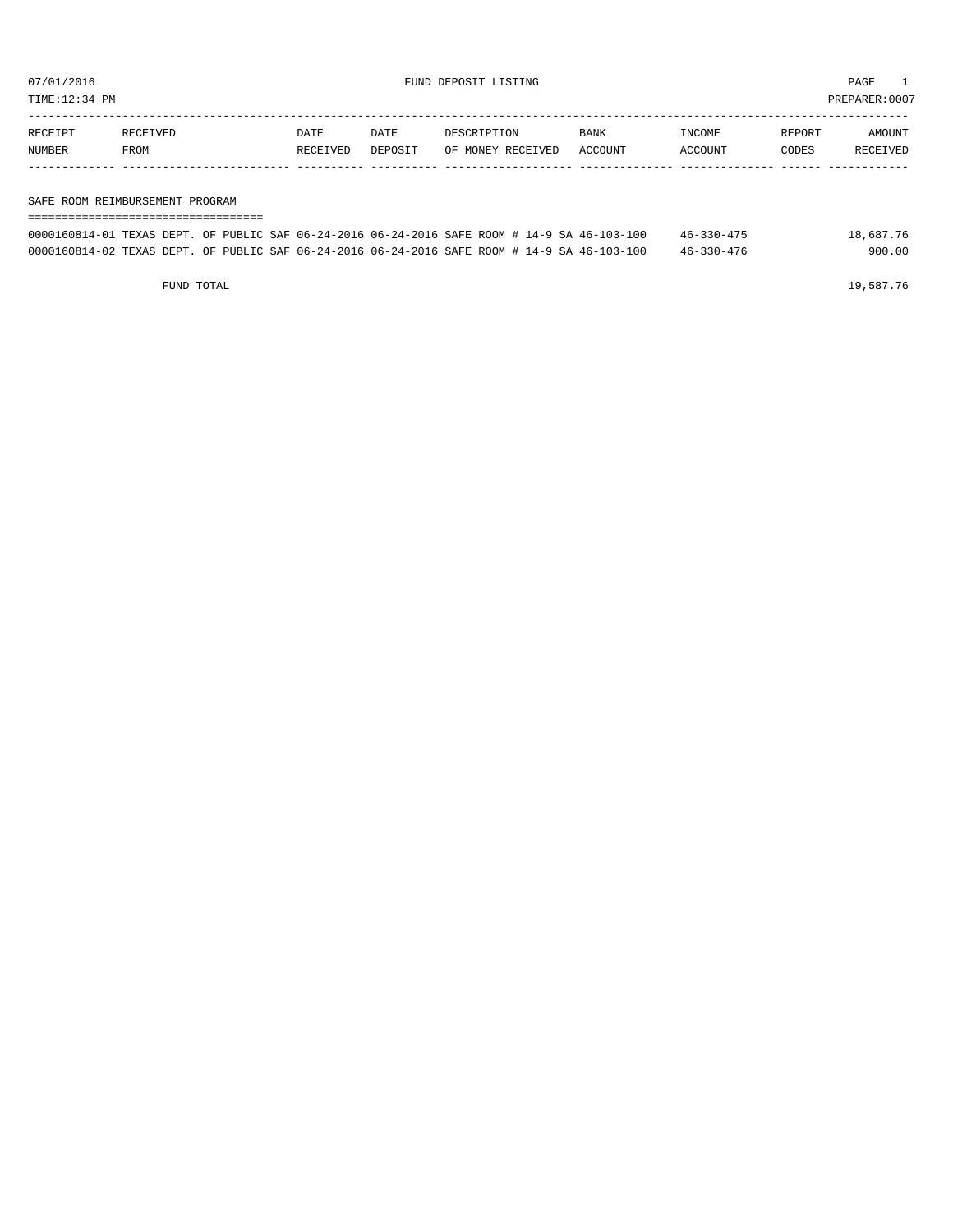07/01/2016 FUND DEPOSIT LISTING PAGE 1

TIME:12:34 PM PREPARER:0007

| RECEIPT NUMBER | RECEIVED FROM | DATE RECEIVED | DATE DEPOSIT | DESCRIPTION OF MONEY RECEIVED | BANK ACCOUNT | INCOME ACCOUNT | REPORT CODES | AMOUNT RECEIVED |
|---|---|---|---|---|---|---|---|---|
| **SAFE ROOM REIMBURSEMENT PROGRAM** | | | | | | | | |
| 0000160814-01 | TEXAS DEPT. OF PUBLIC SAF | 06-24-2016 | 06-24-2016 | SAFE ROOM # 14-9 SA | 46-103-100 | 46-330-475 | | 18,687.76 |
| 0000160814-02 | TEXAS DEPT. OF PUBLIC SAF | 06-24-2016 | 06-24-2016 | SAFE ROOM # 14-9 SA | 46-103-100 | 46-330-476 | | 900.00 |
| FUND TOTAL | | | | | | | | 19,587.76 |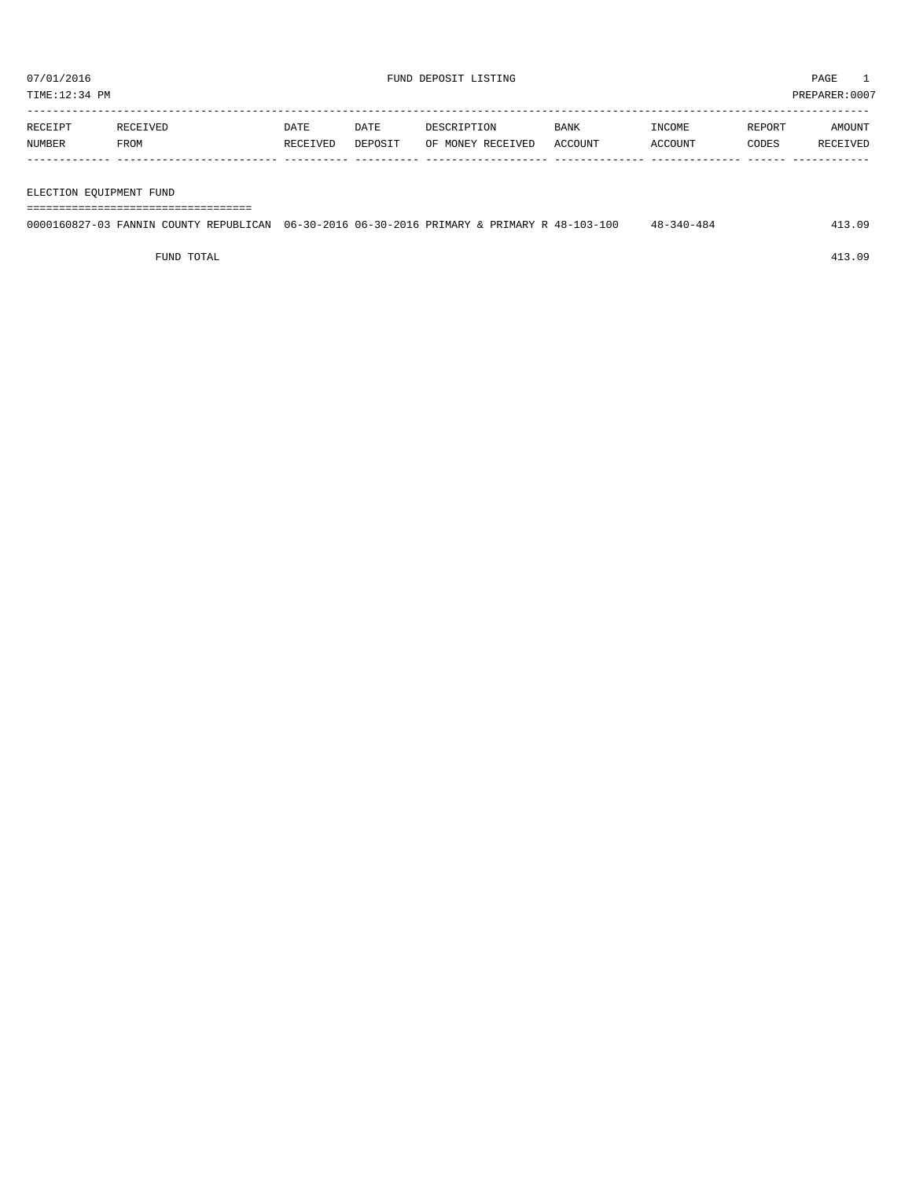07/01/2016 FUND DEPOSIT LISTING PAGE 1

TIME:12:34 PM PREPARER:0007

| RECEIPT NUMBER | RECEIVED FROM | DATE RECEIVED | DATE DEPOSIT | DESCRIPTION OF MONEY RECEIVED | BANK ACCOUNT | INCOME ACCOUNT | REPORT CODES | AMOUNT RECEIVED |
|---|---|---|---|---|---|---|---|---|
| **ELECTION EQUIPMENT FUND** | | | | | | | | |
| 0000160827-03 | FANNIN COUNTY REPUBLICAN | 06-30-2016 | 06-30-2016 | PRIMARY & PRIMARY R | 48-103-100 | 48-340-484 | | 413.09 |
| | FUND TOTAL | | | | | | | 413.09 |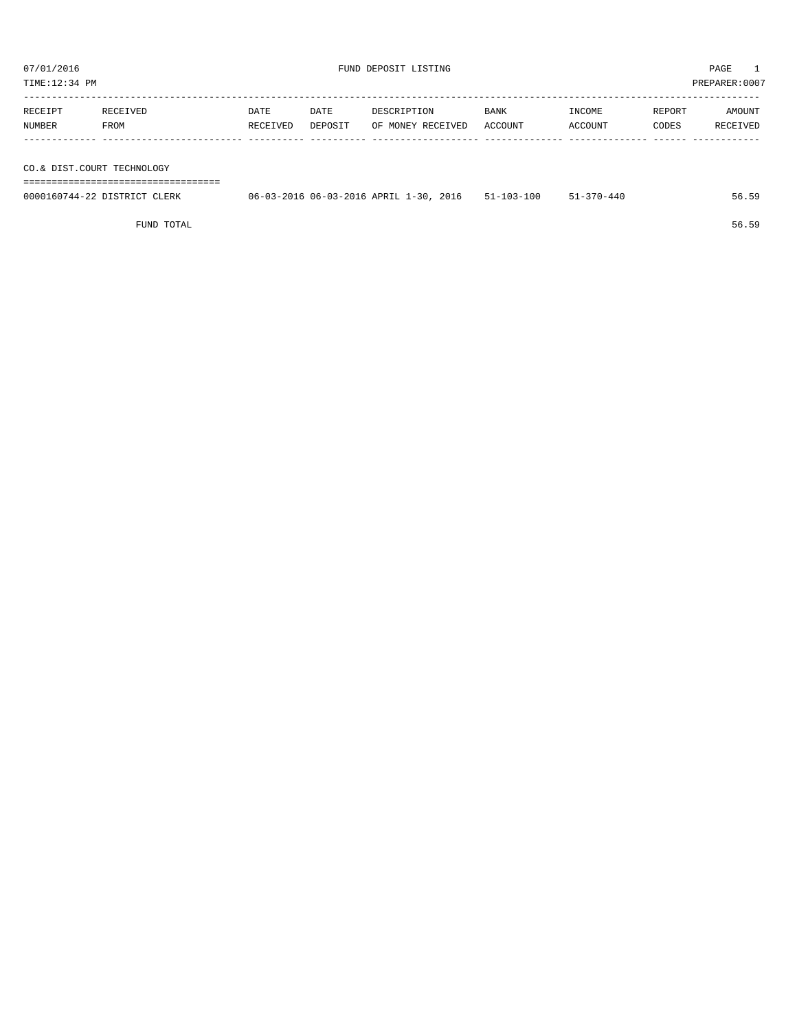07/01/2016 FUND DEPOSIT LISTING

TIME:12:34 PM PREPARER:0007

| RECEIPT NUMBER | RECEIVED FROM | DATE RECEIVED | DATE DEPOSIT | DESCRIPTION OF MONEY RECEIVED | BANK ACCOUNT | INCOME ACCOUNT | REPORT CODES | AMOUNT RECEIVED |
|---|---|---|---|---|---|---|---|---|
| **CO.& DIST.COURT TECHNOLOGY** | | | | | | | | |
| 0000160744-22 | DISTRICT CLERK | 06-03-2016 | 06-03-2016 | APRIL 1-30, 2016 | 51-103-100 | 51-370-440 | | 56.59 |
| | FUND TOTAL | | | | | | | 56.59 |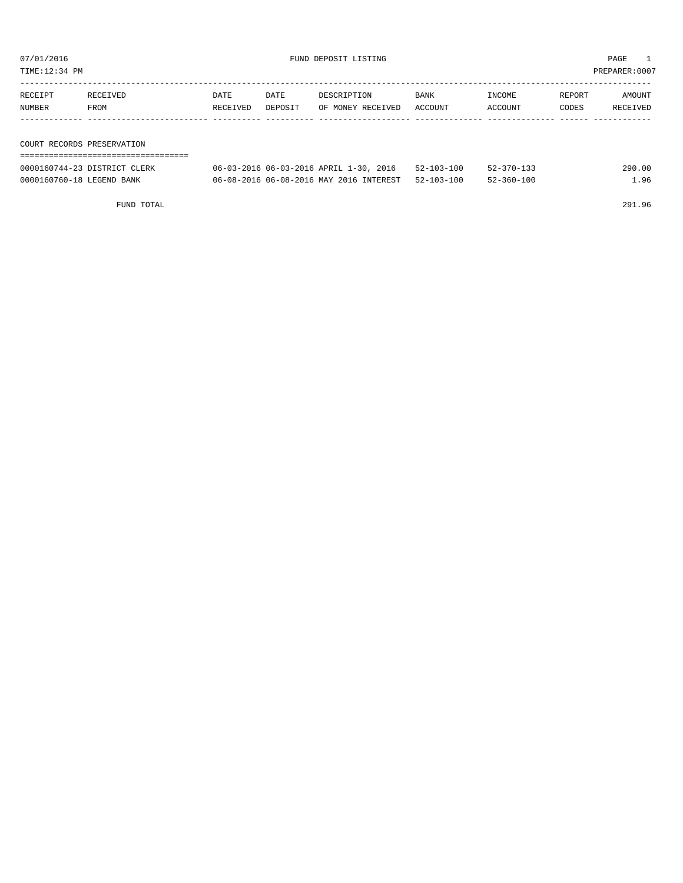07/01/2016 FUND DEPOSIT LISTING

TIME:12:34 PM PREPARER:0007

## COURT RECORDS PRESERVATION

| RECEIPT NUMBER | RECEIVED FROM | DATE RECEIVED | DATE DEPOSIT | DESCRIPTION OF MONEY RECEIVED | BANK ACCOUNT | INCOME ACCOUNT | REPORT CODES | AMOUNT RECEIVED |
|---|---|---|---|---|---|---|---|---|
| 0000160744-23 | DISTRICT CLERK | 06-03-2016 | 06-03-2016 | APRIL 1-30, 2016 | 52-103-100 | 52-370-133 | | 290.00 |
| 0000160760-18 | LEGEND BANK | 06-08-2016 | 06-08-2016 | MAY 2016 INTEREST | 52-103-100 | 52-360-100 | | 1.96 |
| | FUND TOTAL | | | | | | | 291.96 |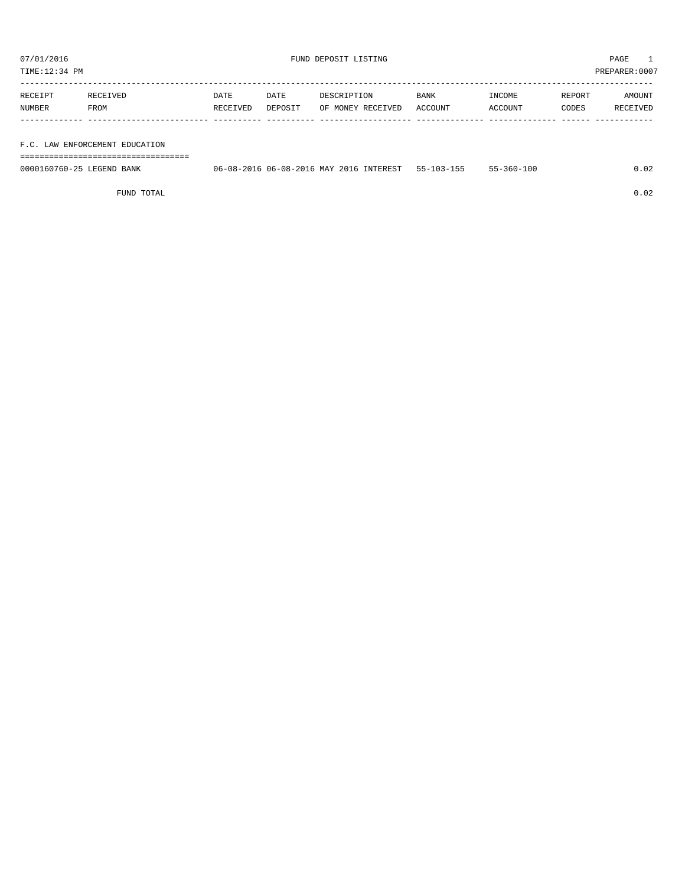07/01/2016 FUND DEPOSIT LISTING PAGE 1

TIME:12:34 PM PREPARER:0007

| RECEIPT NUMBER | RECEIVED FROM | DATE RECEIVED | DATE DEPOSIT | DESCRIPTION OF MONEY RECEIVED | BANK ACCOUNT | INCOME ACCOUNT | REPORT CODES | AMOUNT RECEIVED |
|---|---|---|---|---|---|---|---|---|
| **F.C. LAW ENFORCEMENT EDUCATION** | | | | | | | | |
| 0000160760-25 | LEGEND BANK | 06-08-2016 | 06-08-2016 | MAY 2016 INTEREST | 55-103-155 | 55-360-100 | | 0.02 |
| | FUND TOTAL | | | | | | | 0.02 |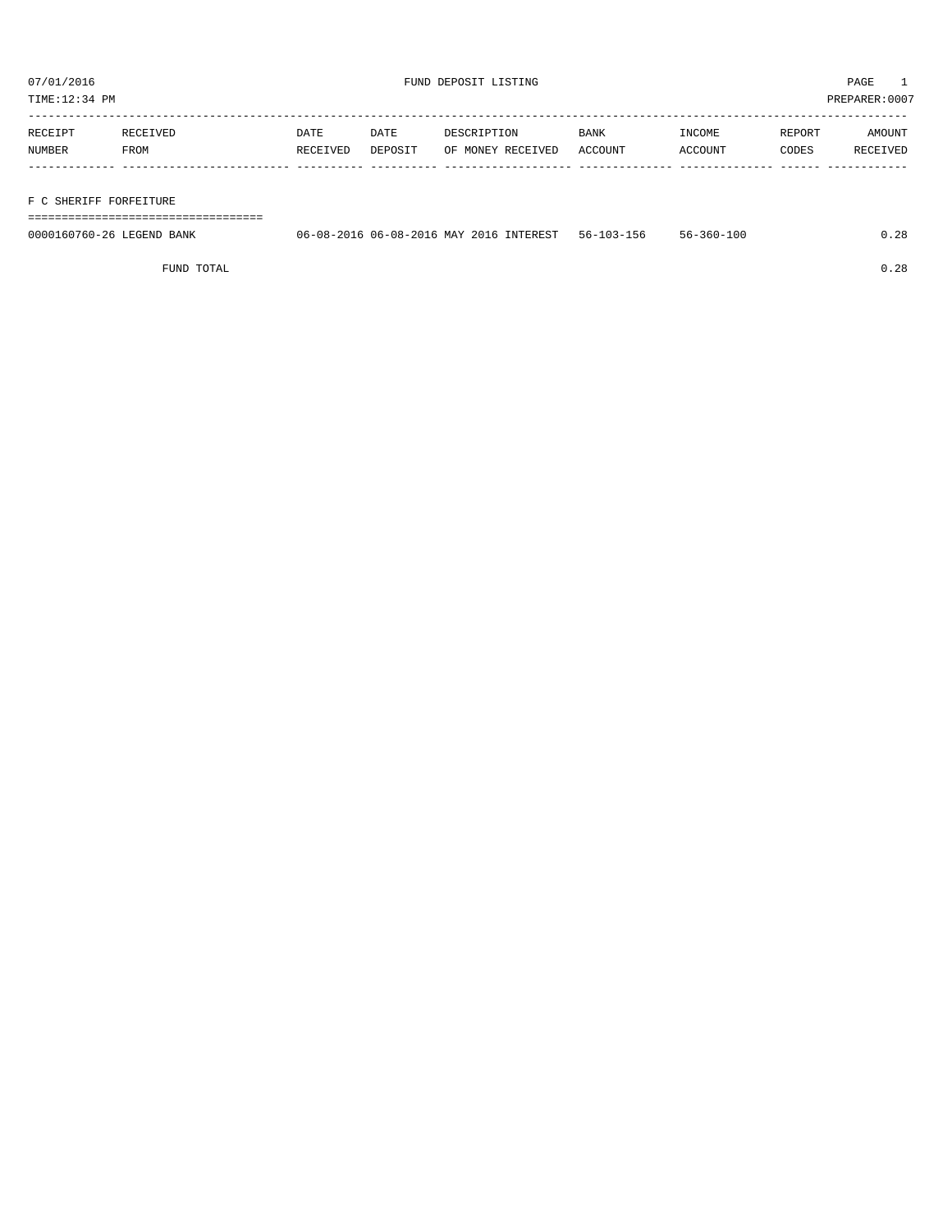07/01/2016 FUND DEPOSIT LISTING PAGE 1

TIME:12:34 PM PREPARER:0007

| RECEIPT NUMBER | RECEIVED FROM | DATE RECEIVED | DATE DEPOSIT | DESCRIPTION OF MONEY RECEIVED | BANK ACCOUNT | INCOME ACCOUNT | REPORT CODES | AMOUNT RECEIVED |
|---|---|---|---|---|---|---|---|---|

## F C SHERIFF FORFEITURE

| RECEIPT NUMBER | RECEIVED FROM | DATE RECEIVED | DATE DEPOSIT | DESCRIPTION OF MONEY RECEIVED | BANK ACCOUNT | INCOME ACCOUNT | REPORT CODES | AMOUNT RECEIVED |
|---|---|---|---|---|---|---|---|---|
| 0000160760-26 | LEGEND BANK | 06-08-2016 | 06-08-2016 | MAY 2016 INTEREST | 56-103-156 | 56-360-100 | | 0.28 |
| | FUND TOTAL | | | | | | | 0.28 |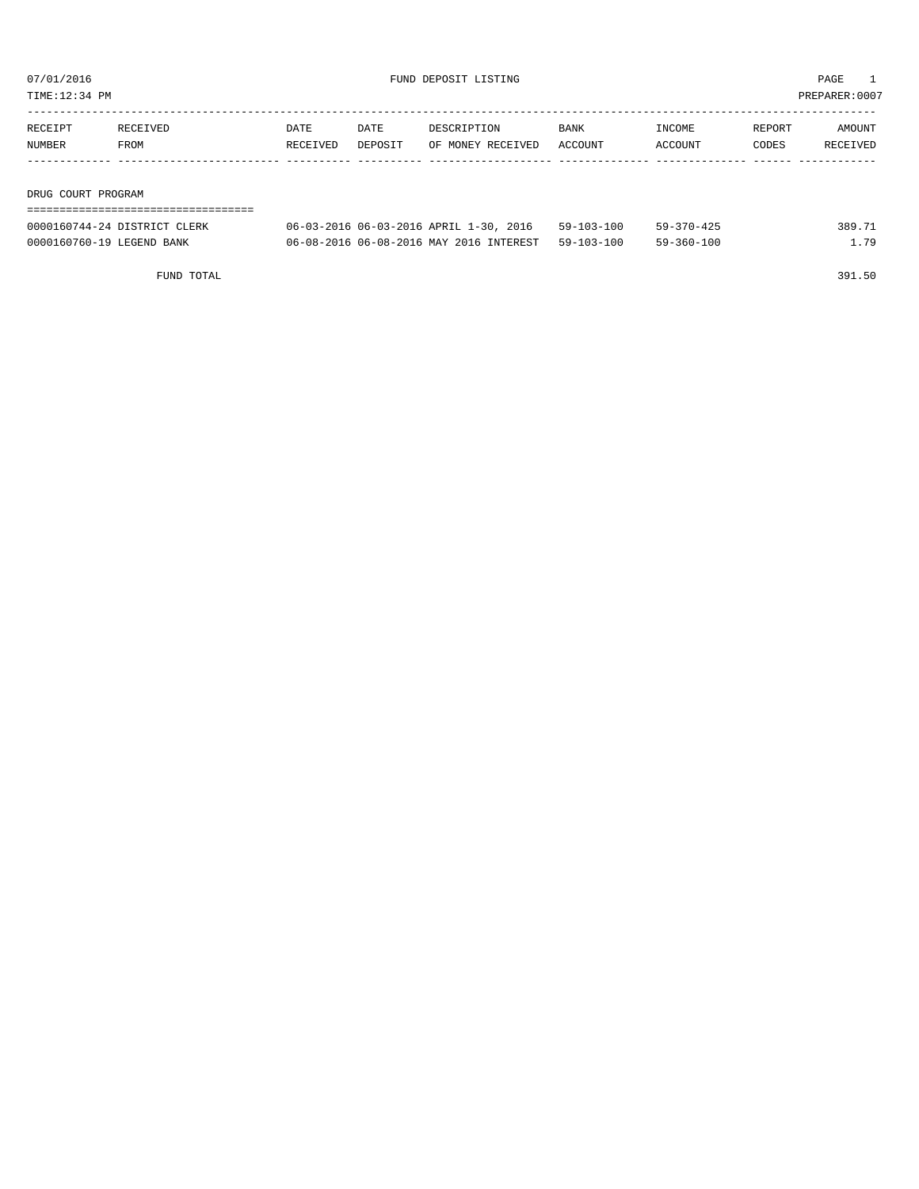07/01/2016 FUND DEPOSIT LISTING PAGE 1

TIME:12:34 PM PREPARER:0007

| RECEIPT NUMBER | RECEIVED FROM | DATE RECEIVED | DATE DEPOSIT | DESCRIPTION OF MONEY RECEIVED | BANK ACCOUNT | INCOME ACCOUNT | REPORT CODES | AMOUNT RECEIVED |
|---|---|---|---|---|---|---|---|---|
| **DRUG COURT PROGRAM** | | | | | | | | |
| 0000160744-24 | DISTRICT CLERK | 06-03-2016 | 06-03-2016 | APRIL 1-30, 2016 | 59-103-100 | 59-370-425 | | 389.71 |
| 0000160760-19 | LEGEND BANK | 06-08-2016 | 06-08-2016 | MAY 2016 INTEREST | 59-103-100 | 59-360-100 | | 1.79 |
| | FUND TOTAL | | | | | | | 391.50 |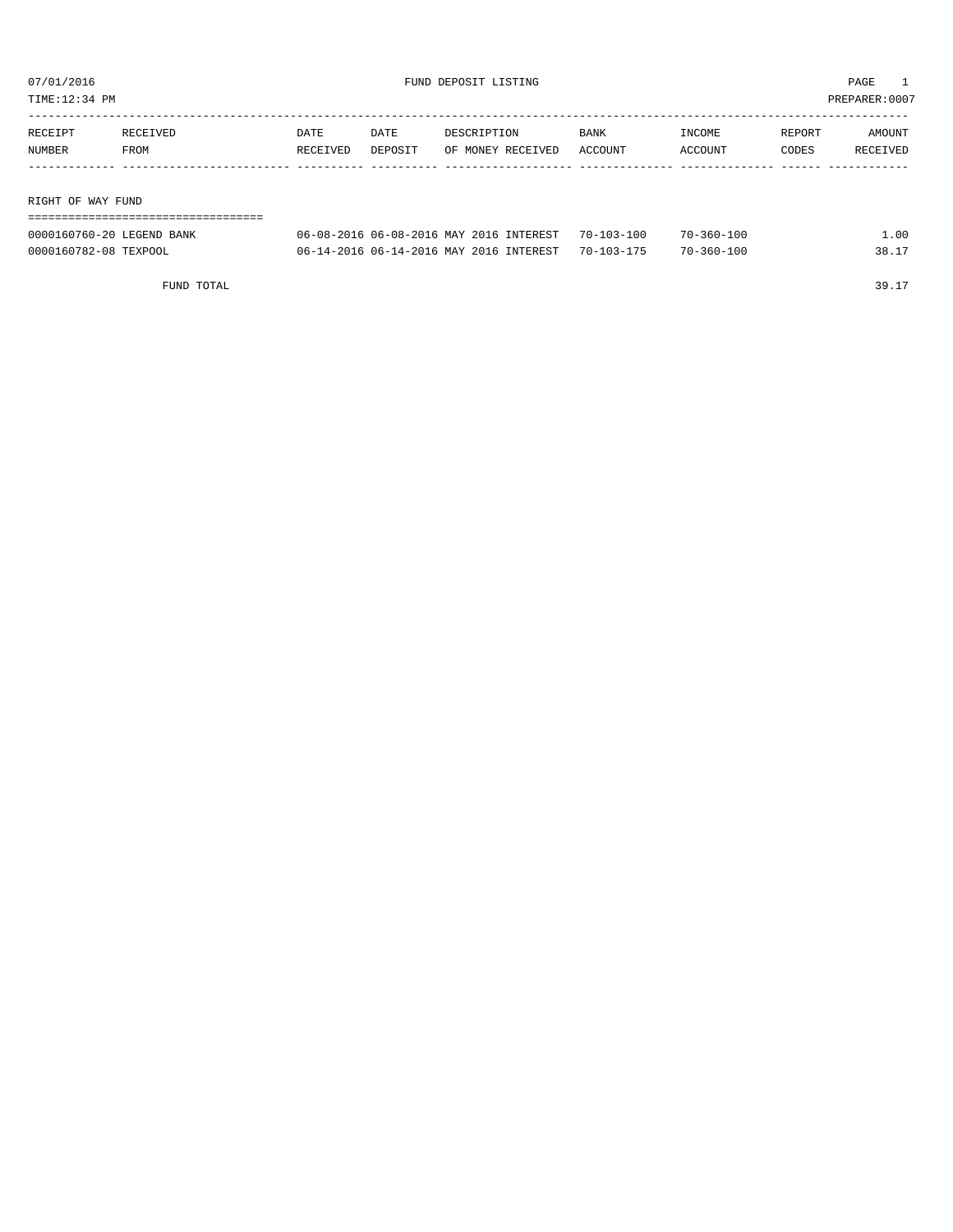07/01/2016 FUND DEPOSIT LISTING

TIME:12:34 PM PREPARER:0007

| RECEIPT NUMBER | RECEIVED FROM | DATE RECEIVED | DATE DEPOSIT | DESCRIPTION OF MONEY RECEIVED | BANK ACCOUNT | INCOME ACCOUNT | REPORT CODES | AMOUNT RECEIVED |
|---|---|---|---|---|---|---|---|---|
| **RIGHT OF WAY FUND** | | | | | | | | |
| 0000160760-20 | LEGEND BANK | 06-08-2016 | 06-08-2016 | MAY 2016 INTEREST | 70-103-100 | 70-360-100 | | 1.00 |
| 0000160782-08 | TEXPOOL | 06-14-2016 | 06-14-2016 | MAY 2016 INTEREST | 70-103-175 | 70-360-100 | | 38.17 |
| | FUND TOTAL | | | | | | | 39.17 |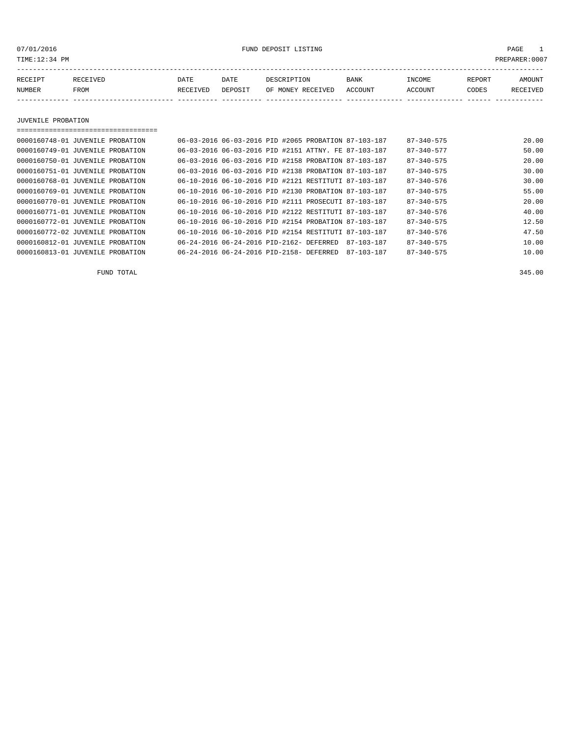07/01/2016 FUND DEPOSIT LISTING

TIME:12:34 PM PREPARER:0007

| RECEIPT NUMBER | RECEIVED FROM | DATE RECEIVED | DATE DEPOSIT | DESCRIPTION OF MONEY RECEIVED | BANK ACCOUNT | INCOME ACCOUNT | REPORT CODES | AMOUNT RECEIVED |
|---|---|---|---|---|---|---|---|---|
| **JUVENILE PROBATION** | | | | | | | | |
| 0000160748-01 | JUVENILE PROBATION | 06-03-2016 | 06-03-2016 | PID #2065 PROBATION | 87-103-187 | 87-340-575 | | 20.00 |
| 0000160749-01 | JUVENILE PROBATION | 06-03-2016 | 06-03-2016 | PID #2151 ATTNY. FE | 87-103-187 | 87-340-577 | | 50.00 |
| 0000160750-01 | JUVENILE PROBATION | 06-03-2016 | 06-03-2016 | PID #2158 PROBATION | 87-103-187 | 87-340-575 | | 20.00 |
| 0000160751-01 | JUVENILE PROBATION | 06-03-2016 | 06-03-2016 | PID #2138 PROBATION | 87-103-187 | 87-340-575 | | 30.00 |
| 0000160768-01 | JUVENILE PROBATION | 06-10-2016 | 06-10-2016 | PID #2121 RESTITUTI | 87-103-187 | 87-340-576 | | 30.00 |
| 0000160769-01 | JUVENILE PROBATION | 06-10-2016 | 06-10-2016 | PID #2130 PROBATION | 87-103-187 | 87-340-575 | | 55.00 |
| 0000160770-01 | JUVENILE PROBATION | 06-10-2016 | 06-10-2016 | PID #2111 PROSECUTI | 87-103-187 | 87-340-575 | | 20.00 |
| 0000160771-01 | JUVENILE PROBATION | 06-10-2016 | 06-10-2016 | PID #2122 RESTITUTI | 87-103-187 | 87-340-576 | | 40.00 |
| 0000160772-01 | JUVENILE PROBATION | 06-10-2016 | 06-10-2016 | PID #2154 PROBATION | 87-103-187 | 87-340-575 | | 12.50 |
| 0000160772-02 | JUVENILE PROBATION | 06-10-2016 | 06-10-2016 | PID #2154 RESTITUTI | 87-103-187 | 87-340-576 | | 47.50 |
| 0000160812-01 | JUVENILE PROBATION | 06-24-2016 | 06-24-2016 | PID-2162- DEFERRED | 87-103-187 | 87-340-575 | | 10.00 |
| 0000160813-01 | JUVENILE PROBATION | 06-24-2016 | 06-24-2016 | PID-2158- DEFERRED | 87-103-187 | 87-340-575 | | 10.00 |
| | FUND TOTAL | | | | | | | 345.00 |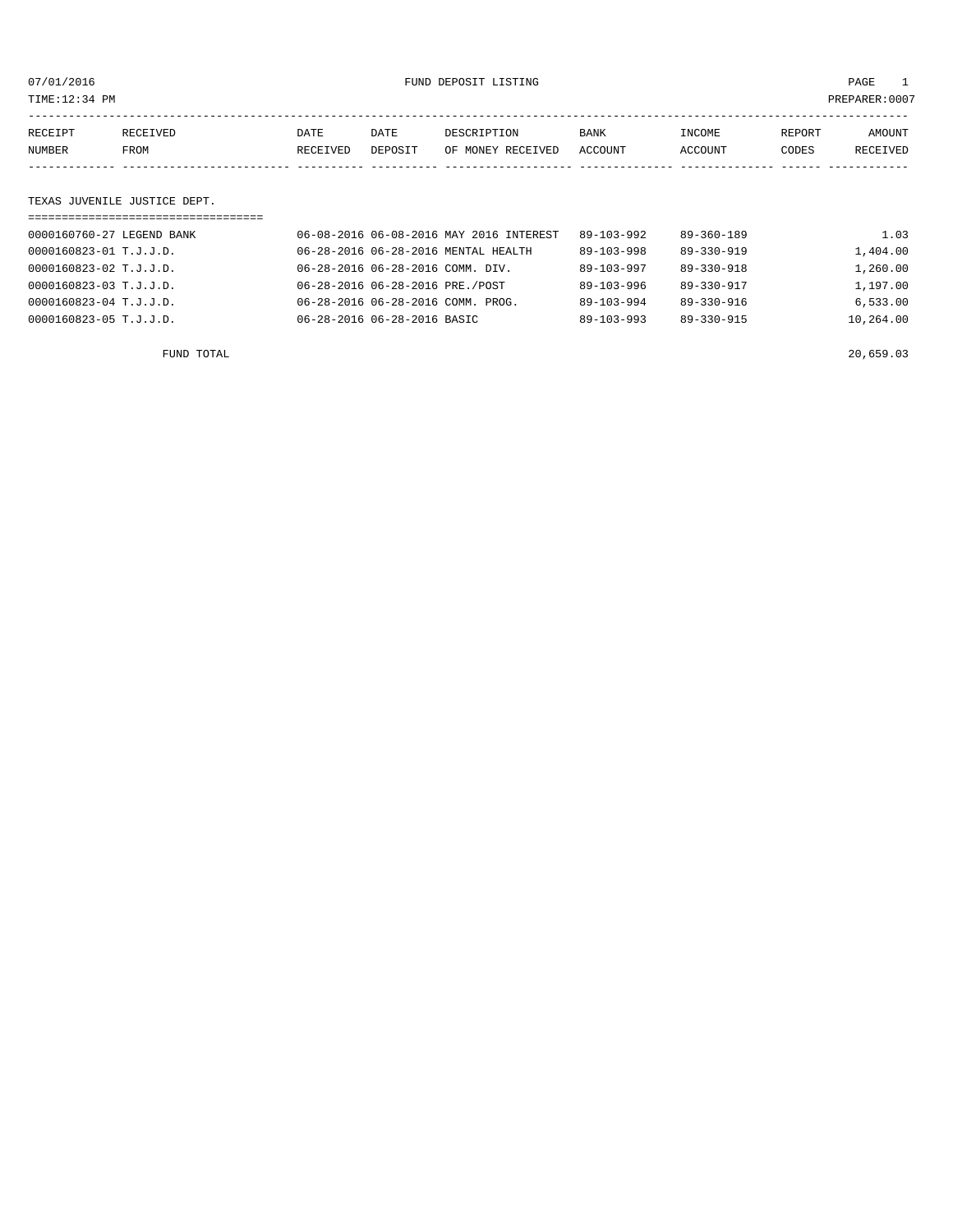07/01/2016 FUND DEPOSIT LISTING PAGE 1

TIME:12:34 PM PREPARER:0007

| RECEIPT NUMBER | RECEIVED FROM | DATE RECEIVED | DATE DEPOSIT | DESCRIPTION OF MONEY RECEIVED | BANK ACCOUNT | INCOME ACCOUNT | REPORT CODES | AMOUNT RECEIVED |
|---|---|---|---|---|---|---|---|---|
| **TEXAS JUVENILE JUSTICE DEPT.** | | | | | | | | |
| 0000160760-27 | LEGEND BANK | 06-08-2016 | 06-08-2016 | MAY 2016 INTEREST | 89-103-992 | 89-360-189 | | 1.03 |
| 0000160823-01 | T.J.J.D. | 06-28-2016 | 06-28-2016 | MENTAL HEALTH | 89-103-998 | 89-330-919 | | 1,404.00 |
| 0000160823-02 | T.J.J.D. | 06-28-2016 | 06-28-2016 | COMM. DIV. | 89-103-997 | 89-330-918 | | 1,260.00 |
| 0000160823-03 | T.J.J.D. | 06-28-2016 | 06-28-2016 | PRE./POST | 89-103-996 | 89-330-917 | | 1,197.00 |
| 0000160823-04 | T.J.J.D. | 06-28-2016 | 06-28-2016 | COMM. PROG. | 89-103-994 | 89-330-916 | | 6,533.00 |
| 0000160823-05 | T.J.J.D. | 06-28-2016 | 06-28-2016 | BASIC | 89-103-993 | 89-330-915 | | 10,264.00 |
| FUND TOTAL | | | | | | | | 20,659.03 |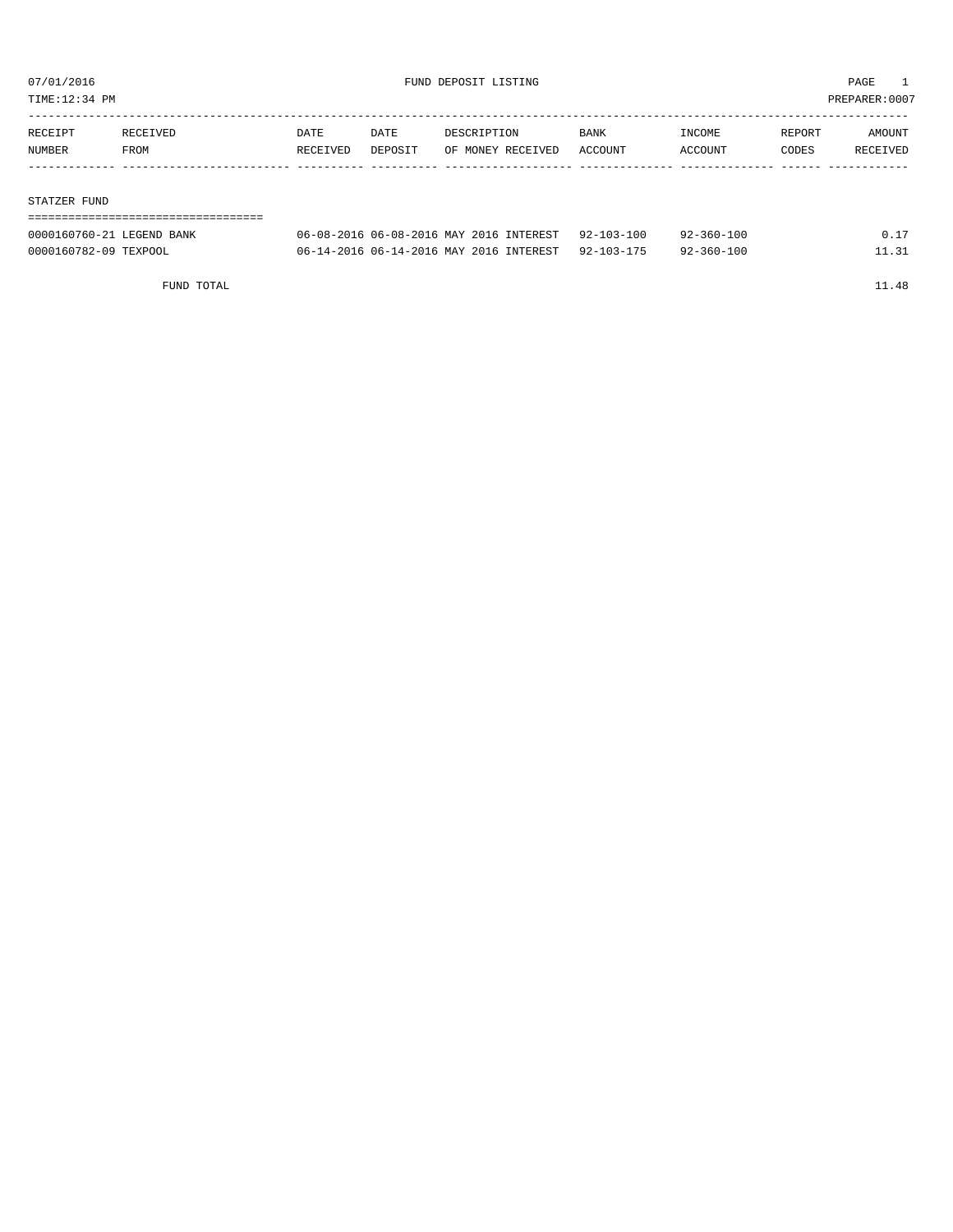07/01/2016 FUND DEPOSIT LISTING PAGE 1

TIME:12:34 PM PREPARER:0007

| RECEIPT NUMBER | RECEIVED FROM | DATE RECEIVED | DATE DEPOSIT | DESCRIPTION OF MONEY RECEIVED | BANK ACCOUNT | INCOME ACCOUNT | REPORT CODES | AMOUNT RECEIVED |
|---|---|---|---|---|---|---|---|---|
| **STATZER FUND** | | | | | | | | |
| 0000160760-21 | LEGEND BANK | 06-08-2016 | 06-08-2016 | MAY 2016 INTEREST | 92-103-100 | 92-360-100 | | 0.17 |
| 0000160782-09 | TEXPOOL | 06-14-2016 | 06-14-2016 | MAY 2016 INTEREST | 92-103-175 | 92-360-100 | | 11.31 |
| | FUND TOTAL | | | | | | | 11.48 |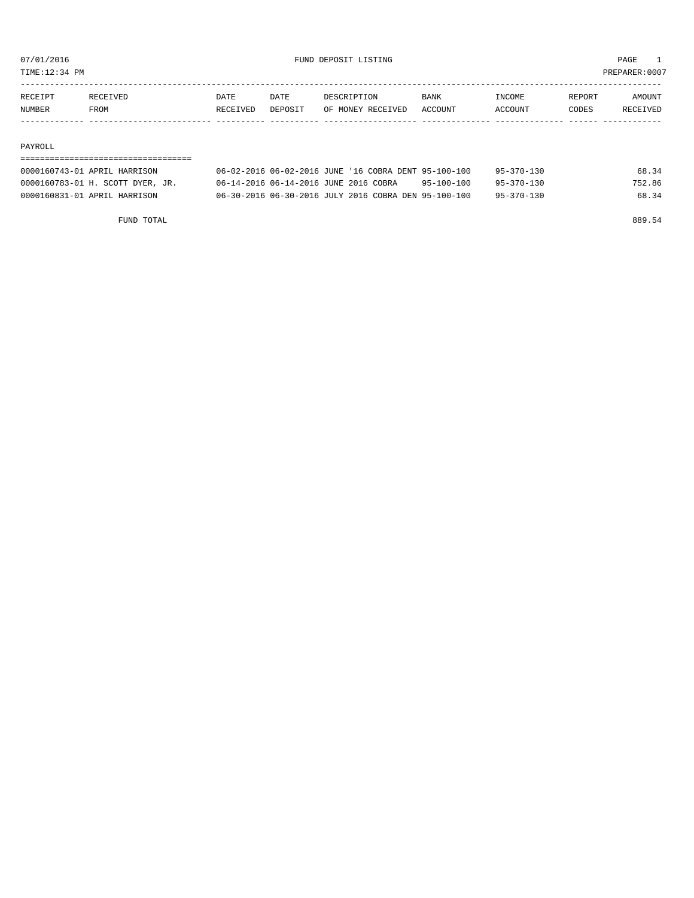07/01/2016 FUND DEPOSIT LISTING

TIME:12:34 PM PREPARER:0007

| RECEIPT NUMBER | RECEIVED FROM | DATE RECEIVED | DATE DEPOSIT | DESCRIPTION OF MONEY RECEIVED | BANK ACCOUNT | INCOME ACCOUNT | REPORT CODES | AMOUNT RECEIVED |
|---|---|---|---|---|---|---|---|---|
| **PAYROLL** | | | | | | | | |
| 0000160743-01 | APRIL HARRISON | 06-02-2016 | 06-02-2016 | JUNE '16 COBRA DENT | 95-100-100 | 95-370-130 | | 68.34 |
| 0000160783-01 | H. SCOTT DYER, JR. | 06-14-2016 | 06-14-2016 | JUNE 2016 COBRA | 95-100-100 | 95-370-130 | | 752.86 |
| 0000160831-01 | APRIL HARRISON | 06-30-2016 | 06-30-2016 | JULY 2016 COBRA DEN | 95-100-100 | 95-370-130 | | 68.34 |
| | FUND TOTAL | | | | | | | 889.54 |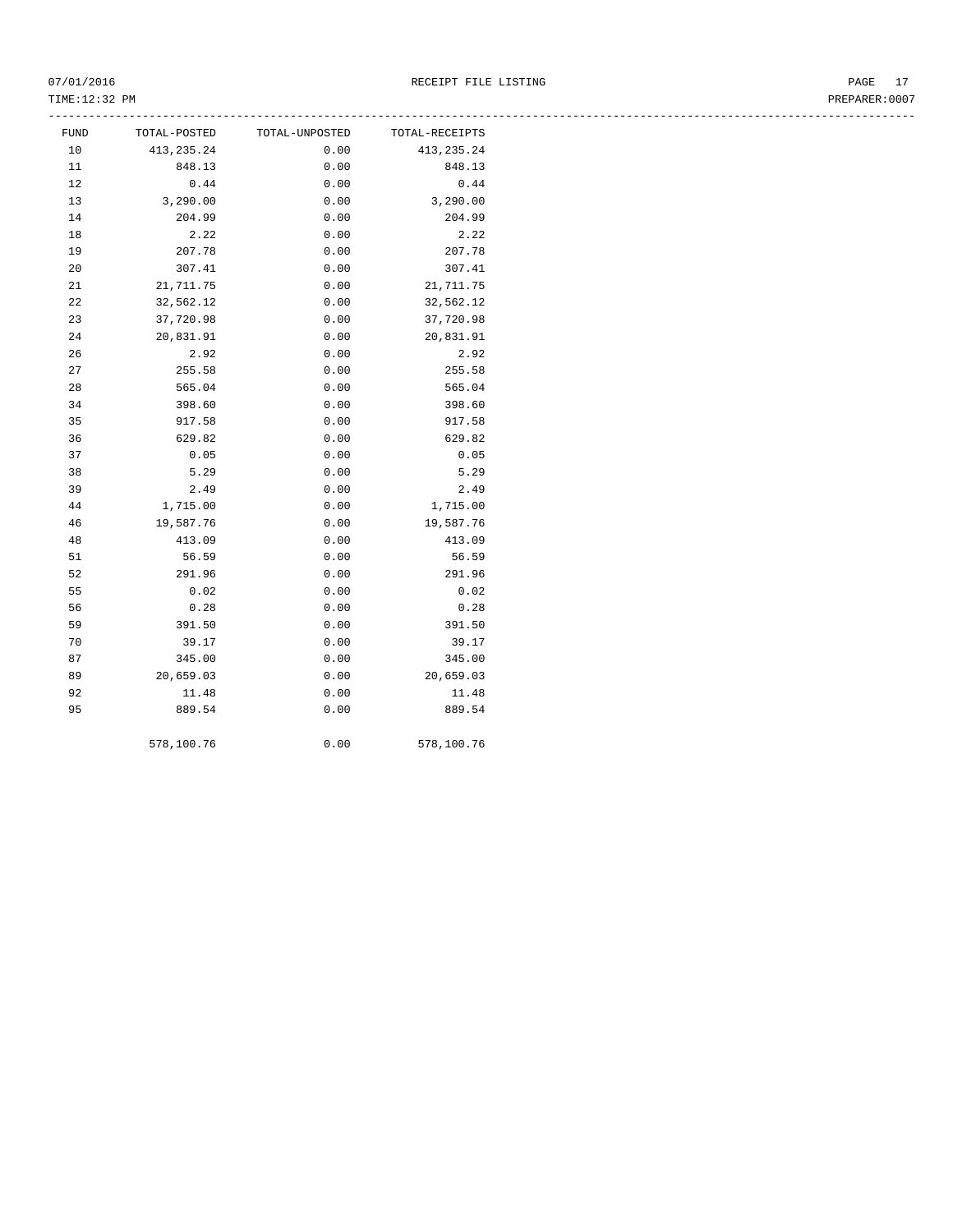07/01/2016 RECEIPT FILE LISTING

TIME:12:32 PM PREPARER:0007

| FUND | TOTAL-POSTED | TOTAL-UNPOSTED | TOTAL-RECEIPTS |
|---|---|---|---|
| 10 | 413,235.24 | 0.00 | 413,235.24 |
| 11 | 848.13 | 0.00 | 848.13 |
| 12 | 0.44 | 0.00 | 0.44 |
| 13 | 3,290.00 | 0.00 | 3,290.00 |
| 14 | 204.99 | 0.00 | 204.99 |
| 18 | 2.22 | 0.00 | 2.22 |
| 19 | 207.78 | 0.00 | 207.78 |
| 20 | 307.41 | 0.00 | 307.41 |
| 21 | 21,711.75 | 0.00 | 21,711.75 |
| 22 | 32,562.12 | 0.00 | 32,562.12 |
| 23 | 37,720.98 | 0.00 | 37,720.98 |
| 24 | 20,831.91 | 0.00 | 20,831.91 |
| 26 | 2.92 | 0.00 | 2.92 |
| 27 | 255.58 | 0.00 | 255.58 |
| 28 | 565.04 | 0.00 | 565.04 |
| 34 | 398.60 | 0.00 | 398.60 |
| 35 | 917.58 | 0.00 | 917.58 |
| 36 | 629.82 | 0.00 | 629.82 |
| 37 | 0.05 | 0.00 | 0.05 |
| 38 | 5.29 | 0.00 | 5.29 |
| 39 | 2.49 | 0.00 | 2.49 |
| 44 | 1,715.00 | 0.00 | 1,715.00 |
| 46 | 19,587.76 | 0.00 | 19,587.76 |
| 48 | 413.09 | 0.00 | 413.09 |
| 51 | 56.59 | 0.00 | 56.59 |
| 52 | 291.96 | 0.00 | 291.96 |
| 55 | 0.02 | 0.00 | 0.02 |
| 56 | 0.28 | 0.00 | 0.28 |
| 59 | 391.50 | 0.00 | 391.50 |
| 70 | 39.17 | 0.00 | 39.17 |
| 87 | 345.00 | 0.00 | 345.00 |
| 89 | 20,659.03 | 0.00 | 20,659.03 |
| 92 | 11.48 | 0.00 | 11.48 |
| 95 | 889.54 | 0.00 | 889.54 |
| | 578,100.76 | 0.00 | 578,100.76 |